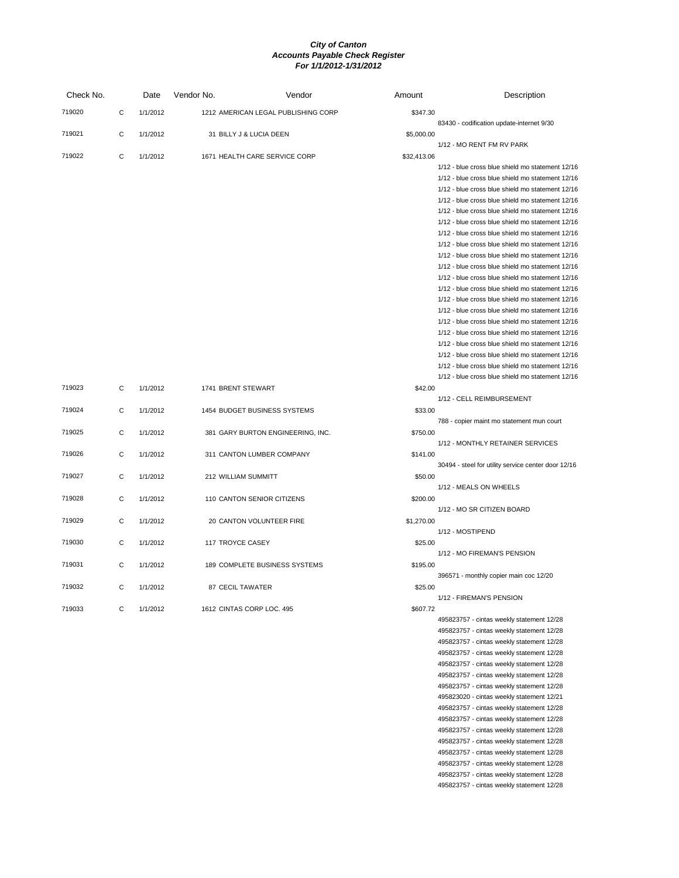***City of Canton***
***Accounts Payable Check Register***
***For 1/1/2012-1/31/2012***

| Check No. | | Date | Vendor No. | Vendor | Amount | Description |
|---|---|---|---|---|---|---|
| 719020 | C | 1/1/2012 | 1212 | AMERICAN LEGAL PUBLISHING CORP | $347.30 | |
| | | | | | | 83430 - codification update-internet 9/30 |
| 719021 | C | 1/1/2012 | 31 | BILLY J & LUCIA DEEN | $5,000.00 | |
| | | | | | | 1/12 - MO RENT FM RV PARK |
| 719022 | C | 1/1/2012 | 1671 | HEALTH CARE SERVICE CORP | $32,413.06 | |
| | | | | | | 1/12 - blue cross blue shield mo statement 12/16 |
| | | | | | | 1/12 - blue cross blue shield mo statement 12/16 |
| | | | | | | 1/12 - blue cross blue shield mo statement 12/16 |
| | | | | | | 1/12 - blue cross blue shield mo statement 12/16 |
| | | | | | | 1/12 - blue cross blue shield mo statement 12/16 |
| | | | | | | 1/12 - blue cross blue shield mo statement 12/16 |
| | | | | | | 1/12 - blue cross blue shield mo statement 12/16 |
| | | | | | | 1/12 - blue cross blue shield mo statement 12/16 |
| | | | | | | 1/12 - blue cross blue shield mo statement 12/16 |
| | | | | | | 1/12 - blue cross blue shield mo statement 12/16 |
| | | | | | | 1/12 - blue cross blue shield mo statement 12/16 |
| | | | | | | 1/12 - blue cross blue shield mo statement 12/16 |
| | | | | | | 1/12 - blue cross blue shield mo statement 12/16 |
| | | | | | | 1/12 - blue cross blue shield mo statement 12/16 |
| | | | | | | 1/12 - blue cross blue shield mo statement 12/16 |
| | | | | | | 1/12 - blue cross blue shield mo statement 12/16 |
| | | | | | | 1/12 - blue cross blue shield mo statement 12/16 |
| | | | | | | 1/12 - blue cross blue shield mo statement 12/16 |
| | | | | | | 1/12 - blue cross blue shield mo statement 12/16 |
| | | | | | | 1/12 - blue cross blue shield mo statement 12/16 |
| 719023 | C | 1/1/2012 | 1741 | BRENT STEWART | $42.00 | |
| | | | | | | 1/12 - CELL REIMBURSEMENT |
| 719024 | C | 1/1/2012 | 1454 | BUDGET BUSINESS SYSTEMS | $33.00 | |
| | | | | | | 788 - copier maint mo statement mun court |
| 719025 | C | 1/1/2012 | 381 | GARY BURTON ENGINEERING, INC. | $750.00 | |
| | | | | | | 1/12 - MONTHLY RETAINER SERVICES |
| 719026 | C | 1/1/2012 | 311 | CANTON LUMBER COMPANY | $141.00 | |
| | | | | | | 30494 - steel for utility service center door 12/16 |
| 719027 | C | 1/1/2012 | 212 | WILLIAM SUMMITT | $50.00 | |
| | | | | | | 1/12 - MEALS ON WHEELS |
| 719028 | C | 1/1/2012 | 110 | CANTON SENIOR CITIZENS | $200.00 | |
| | | | | | | 1/12 - MO SR CITIZEN BOARD |
| 719029 | C | 1/1/2012 | 20 | CANTON VOLUNTEER FIRE | $1,270.00 | |
| | | | | | | 1/12 - MOSTIPEND |
| 719030 | C | 1/1/2012 | 117 | TROYCE CASEY | $25.00 | |
| | | | | | | 1/12 - MO FIREMAN'S PENSION |
| 719031 | C | 1/1/2012 | 189 | COMPLETE BUSINESS SYSTEMS | $195.00 | |
| | | | | | | 396571 - monthly copier main coc 12/20 |
| 719032 | C | 1/1/2012 | 87 | CECIL TAWATER | $25.00 | |
| | | | | | | 1/12 - FIREMAN'S PENSION |
| 719033 | C | 1/1/2012 | 1612 | CINTAS CORP LOC. 495 | $607.72 | |
| | | | | | | 495823757 - cintas weekly statement 12/28 |
| | | | | | | 495823757 - cintas weekly statement 12/28 |
| | | | | | | 495823757 - cintas weekly statement 12/28 |
| | | | | | | 495823757 - cintas weekly statement 12/28 |
| | | | | | | 495823757 - cintas weekly statement 12/28 |
| | | | | | | 495823757 - cintas weekly statement 12/28 |
| | | | | | | 495823757 - cintas weekly statement 12/28 |
| | | | | | | 495823020 - cintas weekly statement 12/21 |
| | | | | | | 495823757 - cintas weekly statement 12/28 |
| | | | | | | 495823757 - cintas weekly statement 12/28 |
| | | | | | | 495823757 - cintas weekly statement 12/28 |
| | | | | | | 495823757 - cintas weekly statement 12/28 |
| | | | | | | 495823757 - cintas weekly statement 12/28 |
| | | | | | | 495823757 - cintas weekly statement 12/28 |
| | | | | | | 495823757 - cintas weekly statement 12/28 |
| | | | | | | 495823757 - cintas weekly statement 12/28 |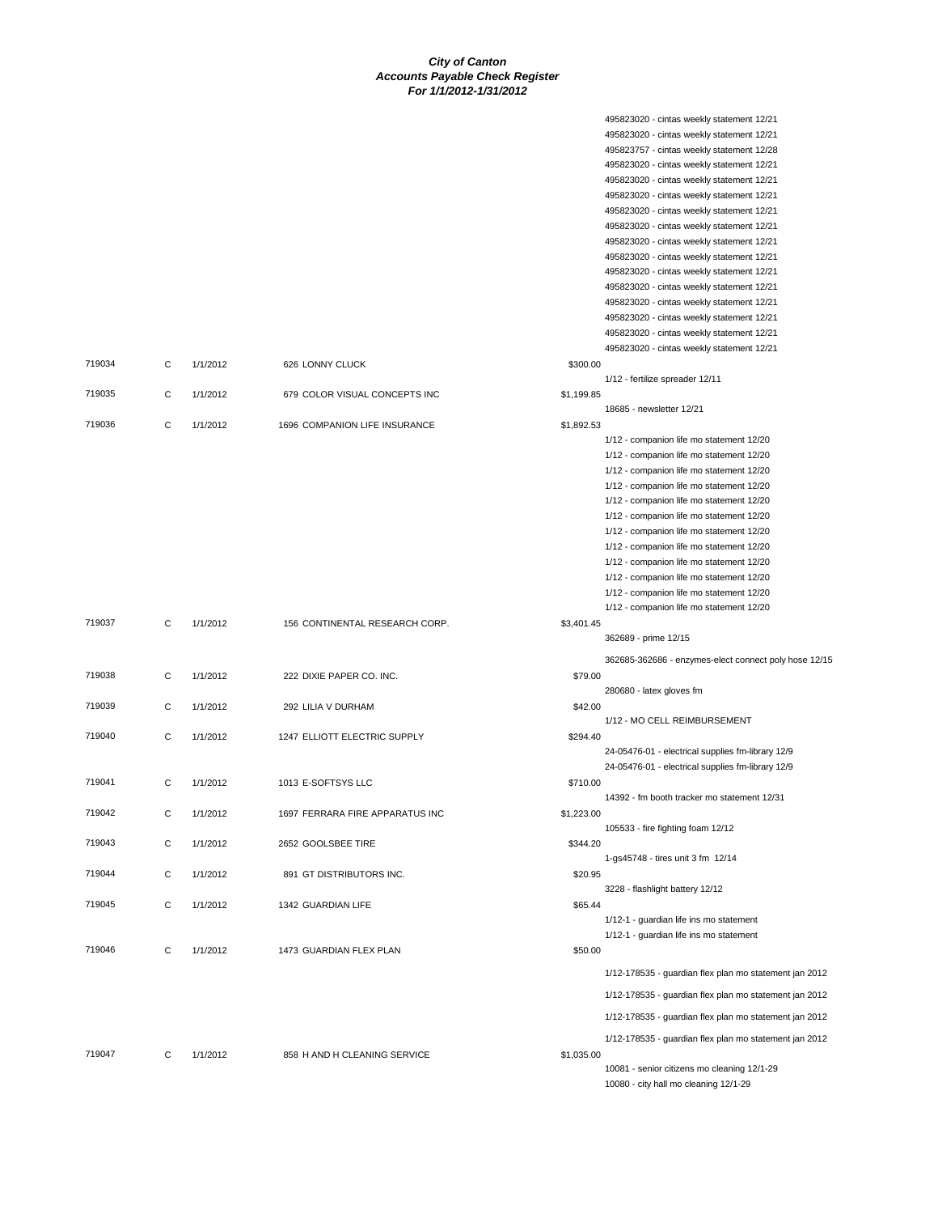# City of Canton
## Accounts Payable Check Register
### For 1/1/2012-1/31/2012

| Check # | Type | Date | Vendor | Amount | Description |
|---|---|---|---|---|---|
| | | | | | 495823020 - cintas weekly statement 12/21 |
| | | | | | 495823020 - cintas weekly statement 12/21 |
| | | | | | 495823757 - cintas weekly statement 12/28 |
| | | | | | 495823020 - cintas weekly statement 12/21 |
| | | | | | 495823020 - cintas weekly statement 12/21 |
| | | | | | 495823020 - cintas weekly statement 12/21 |
| | | | | | 495823020 - cintas weekly statement 12/21 |
| | | | | | 495823020 - cintas weekly statement 12/21 |
| | | | | | 495823020 - cintas weekly statement 12/21 |
| | | | | | 495823020 - cintas weekly statement 12/21 |
| | | | | | 495823020 - cintas weekly statement 12/21 |
| | | | | | 495823020 - cintas weekly statement 12/21 |
| | | | | | 495823020 - cintas weekly statement 12/21 |
| | | | | | 495823020 - cintas weekly statement 12/21 |
| | | | | | 495823020 - cintas weekly statement 12/21 |
| | | | | | 495823020 - cintas weekly statement 12/21 |
| 719034 | C | 1/1/2012 | 626 LONNY CLUCK | $300.00 | |
| | | | | | 1/12 - fertilize spreader 12/11 |
| 719035 | C | 1/1/2012 | 679 COLOR VISUAL CONCEPTS INC | $1,199.85 | |
| | | | | | 18685 - newsletter 12/21 |
| 719036 | C | 1/1/2012 | 1696 COMPANION LIFE INSURANCE | $1,892.53 | |
| | | | | | 1/12 - companion life mo statement 12/20 |
| | | | | | 1/12 - companion life mo statement 12/20 |
| | | | | | 1/12 - companion life mo statement 12/20 |
| | | | | | 1/12 - companion life mo statement 12/20 |
| | | | | | 1/12 - companion life mo statement 12/20 |
| | | | | | 1/12 - companion life mo statement 12/20 |
| | | | | | 1/12 - companion life mo statement 12/20 |
| | | | | | 1/12 - companion life mo statement 12/20 |
| | | | | | 1/12 - companion life mo statement 12/20 |
| | | | | | 1/12 - companion life mo statement 12/20 |
| | | | | | 1/12 - companion life mo statement 12/20 |
| | | | | | 1/12 - companion life mo statement 12/20 |
| 719037 | C | 1/1/2012 | 156 CONTINENTAL RESEARCH CORP. | $3,401.45 | |
| | | | | | 362689 - prime 12/15 |
| | | | | | 362685-362686 - enzymes-elect connect poly hose 12/15 |
| 719038 | C | 1/1/2012 | 222 DIXIE PAPER CO. INC. | $79.00 | |
| | | | | | 280680 - latex gloves fm |
| 719039 | C | 1/1/2012 | 292 LILIA V DURHAM | $42.00 | |
| | | | | | 1/12 - MO CELL REIMBURSEMENT |
| 719040 | C | 1/1/2012 | 1247 ELLIOTT ELECTRIC SUPPLY | $294.40 | |
| | | | | | 24-05476-01 - electrical supplies fm-library 12/9 |
| | | | | | 24-05476-01 - electrical supplies fm-library 12/9 |
| 719041 | C | 1/1/2012 | 1013 E-SOFTSYS LLC | $710.00 | |
| | | | | | 14392 - fm booth tracker mo statement 12/31 |
| 719042 | C | 1/1/2012 | 1697 FERRARA FIRE APPARATUS INC | $1,223.00 | |
| | | | | | 105533 - fire fighting foam 12/12 |
| 719043 | C | 1/1/2012 | 2652 GOOLSBEE TIRE | $344.20 | |
| | | | | | 1-gs45748 - tires unit 3 fm 12/14 |
| 719044 | C | 1/1/2012 | 891 GT DISTRIBUTORS INC. | $20.95 | |
| | | | | | 3228 - flashlight battery 12/12 |
| 719045 | C | 1/1/2012 | 1342 GUARDIAN LIFE | $65.44 | |
| | | | | | 1/12-1 - guardian life ins mo statement |
| | | | | | 1/12-1 - guardian life ins mo statement |
| 719046 | C | 1/1/2012 | 1473 GUARDIAN FLEX PLAN | $50.00 | |
| | | | | | 1/12-178535 - guardian flex plan mo statement jan 2012 |
| | | | | | 1/12-178535 - guardian flex plan mo statement jan 2012 |
| | | | | | 1/12-178535 - guardian flex plan mo statement jan 2012 |
| | | | | | 1/12-178535 - guardian flex plan mo statement jan 2012 |
| 719047 | C | 1/1/2012 | 858 H AND H CLEANING SERVICE | $1,035.00 | |
| | | | | | 10081 - senior citizens mo cleaning 12/1-29 |
| | | | | | 10080 - city hall mo cleaning 12/1-29 |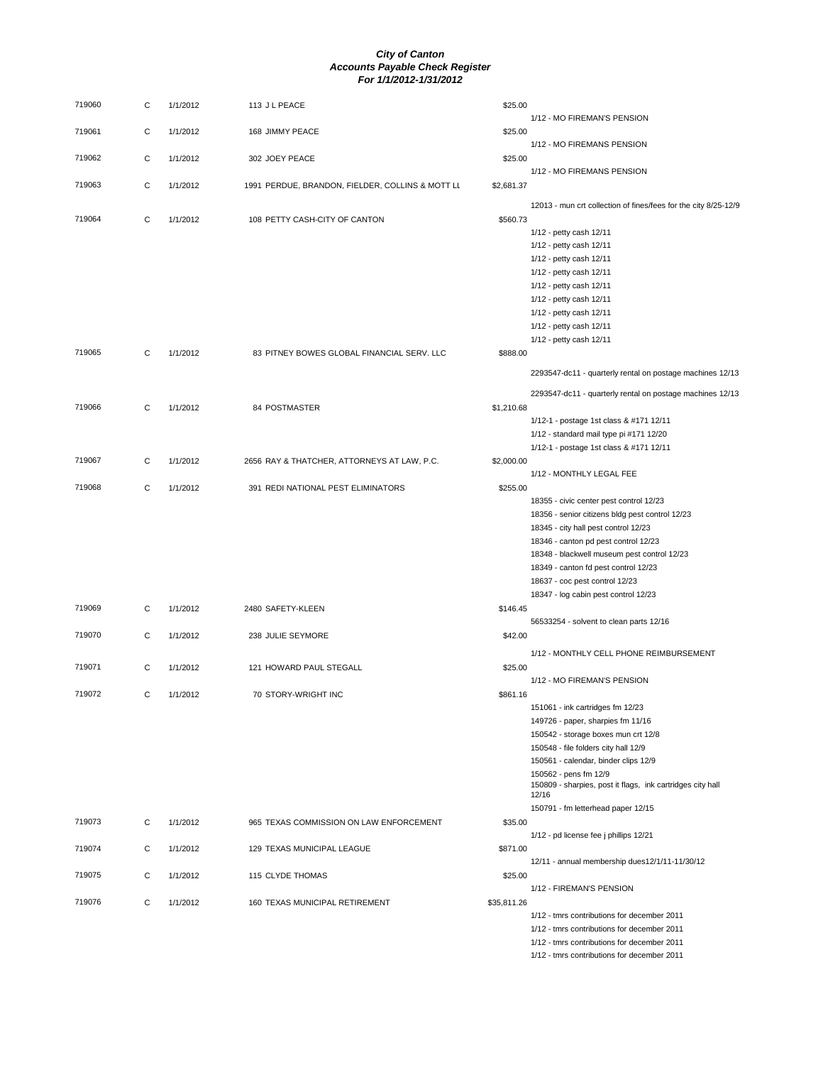# City of Canton
## Accounts Payable Check Register
### For 1/1/2012-1/31/2012

| Check # | Type | Date | Vendor | Amount | Description |
|---|---|---|---|---|---|
| 719060 | C | 1/1/2012 | 113 J L PEACE | $25.00 | |
| | | | | | 1/12 - MO FIREMAN'S PENSION |
| 719061 | C | 1/1/2012 | 168 JIMMY PEACE | $25.00 | |
| | | | | | 1/12 - MO FIREMANS PENSION |
| 719062 | C | 1/1/2012 | 302 JOEY PEACE | $25.00 | |
| | | | | | 1/12 - MO FIREMANS PENSION |
| 719063 | C | 1/1/2012 | 1991 PERDUE, BRANDON, FIELDER, COLLINS & MOTT LL | $2,681.37 | |
| | | | | | 12013 - mun crt collection of fines/fees for the city 8/25-12/9 |
| 719064 | C | 1/1/2012 | 108 PETTY CASH-CITY OF CANTON | $560.73 | |
| | | | | | 1/12 - petty cash 12/11 |
| | | | | | 1/12 - petty cash 12/11 |
| | | | | | 1/12 - petty cash 12/11 |
| | | | | | 1/12 - petty cash 12/11 |
| | | | | | 1/12 - petty cash 12/11 |
| | | | | | 1/12 - petty cash 12/11 |
| | | | | | 1/12 - petty cash 12/11 |
| | | | | | 1/12 - petty cash 12/11 |
| | | | | | 1/12 - petty cash 12/11 |
| 719065 | C | 1/1/2012 | 83 PITNEY BOWES GLOBAL FINANCIAL SERV. LLC | $888.00 | |
| | | | | | 2293547-dc11 - quarterly rental on postage machines 12/13 |
| | | | | | 2293547-dc11 - quarterly rental on postage machines 12/13 |
| 719066 | C | 1/1/2012 | 84 POSTMASTER | $1,210.68 | |
| | | | | | 1/12-1 - postage 1st class & #171 12/11 |
| | | | | | 1/12 - standard mail type pi #171 12/20 |
| | | | | | 1/12-1 - postage 1st class & #171 12/11 |
| 719067 | C | 1/1/2012 | 2656 RAY & THATCHER, ATTORNEYS AT LAW, P.C. | $2,000.00 | |
| | | | | | 1/12 - MONTHLY LEGAL FEE |
| 719068 | C | 1/1/2012 | 391 REDI NATIONAL PEST ELIMINATORS | $255.00 | |
| | | | | | 18355 - civic center pest control 12/23 |
| | | | | | 18356 - senior citizens bldg pest control 12/23 |
| | | | | | 18345 - city hall pest control 12/23 |
| | | | | | 18346 - canton pd pest control 12/23 |
| | | | | | 18348 - blackwell museum pest control 12/23 |
| | | | | | 18349 - canton fd pest control 12/23 |
| | | | | | 18637 - coc pest control 12/23 |
| | | | | | 18347 - log cabin pest control 12/23 |
| 719069 | C | 1/1/2012 | 2480 SAFETY-KLEEN | $146.45 | |
| | | | | | 56533254 - solvent to clean parts 12/16 |
| 719070 | C | 1/1/2012 | 238 JULIE SEYMORE | $42.00 | |
| | | | | | 1/12 - MONTHLY CELL PHONE REIMBURSEMENT |
| 719071 | C | 1/1/2012 | 121 HOWARD PAUL STEGALL | $25.00 | |
| | | | | | 1/12 - MO FIREMAN'S PENSION |
| 719072 | C | 1/1/2012 | 70 STORY-WRIGHT INC | $861.16 | |
| | | | | | 151061 - ink cartridges fm 12/23 |
| | | | | | 149726 - paper, sharpies fm 11/16 |
| | | | | | 150542 - storage boxes mun crt 12/8 |
| | | | | | 150548 - file folders city hall 12/9 |
| | | | | | 150561 - calendar, binder clips 12/9 |
| | | | | | 150562 - pens fm 12/9 |
| | | | | | 150809 - sharpies, post it flags, ink cartridges city hall 12/16 |
| | | | | | 150791 - fm letterhead paper 12/15 |
| 719073 | C | 1/1/2012 | 965 TEXAS COMMISSION ON LAW ENFORCEMENT | $35.00 | |
| | | | | | 1/12 - pd license fee j phillips 12/21 |
| 719074 | C | 1/1/2012 | 129 TEXAS MUNICIPAL LEAGUE | $871.00 | |
| | | | | | 12/11 - annual membership dues12/1/11-11/30/12 |
| 719075 | C | 1/1/2012 | 115 CLYDE THOMAS | $25.00 | |
| | | | | | 1/12 - FIREMAN'S PENSION |
| 719076 | C | 1/1/2012 | 160 TEXAS MUNICIPAL RETIREMENT | $35,811.26 | |
| | | | | | 1/12 - tmrs contributions for december 2011 |
| | | | | | 1/12 - tmrs contributions for december 2011 |
| | | | | | 1/12 - tmrs contributions for december 2011 |
| | | | | | 1/12 - tmrs contributions for december 2011 |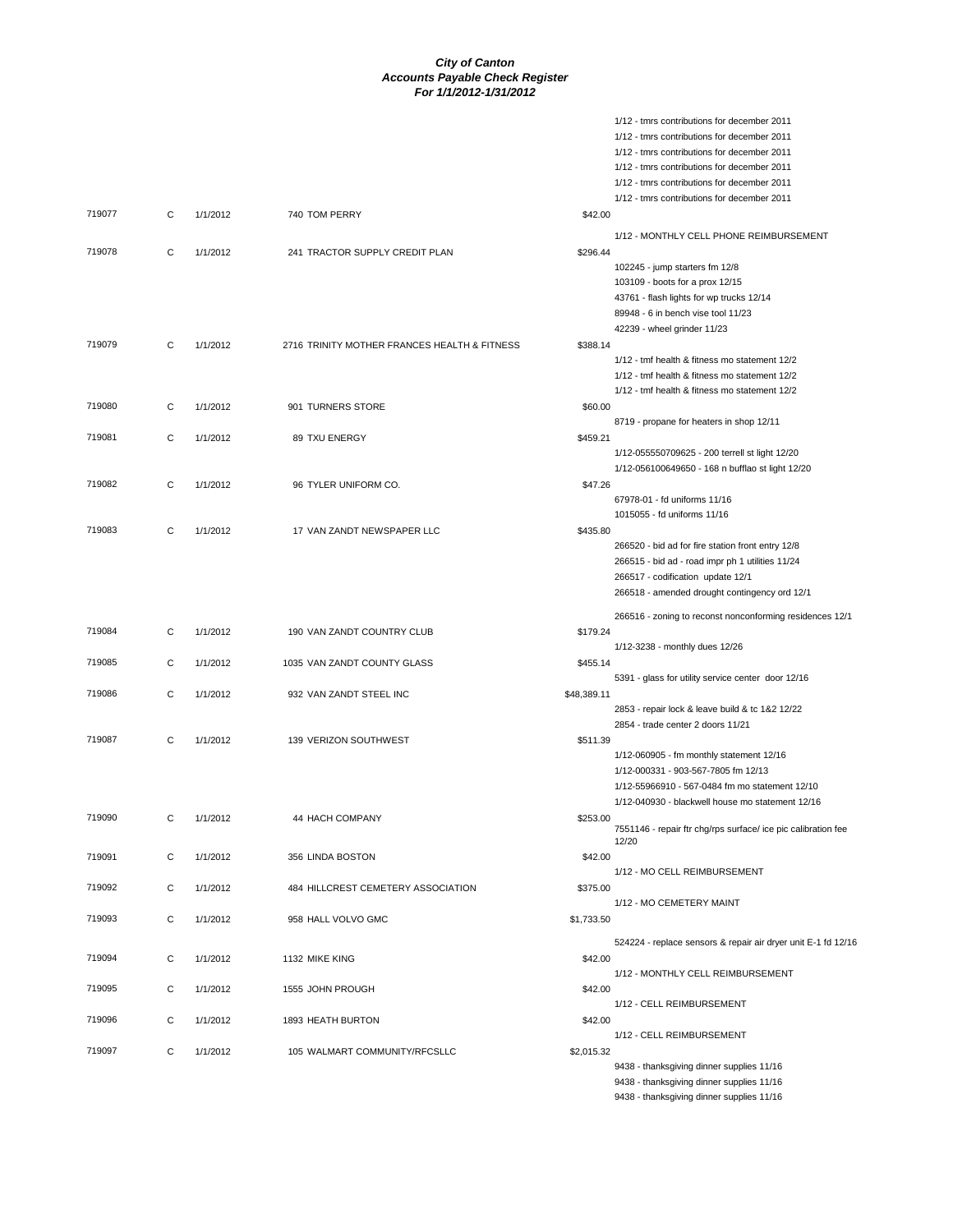**City of Canton**
**Accounts Payable Check Register**
**For 1/1/2012-1/31/2012**

| Check # | Type | Date | Vendor | Amount | Description |
|---|---|---|---|---|---|
| | | | | | 1/12 - tmrs contributions for december 2011 |
| | | | | | 1/12 - tmrs contributions for december 2011 |
| | | | | | 1/12 - tmrs contributions for december 2011 |
| | | | | | 1/12 - tmrs contributions for december 2011 |
| | | | | | 1/12 - tmrs contributions for december 2011 |
| | | | | | 1/12 - tmrs contributions for december 2011 |
| 719077 | C | 1/1/2012 | 740 TOM PERRY | $42.00 | |
| | | | | | 1/12 - MONTHLY CELL PHONE REIMBURSEMENT |
| 719078 | C | 1/1/2012 | 241 TRACTOR SUPPLY CREDIT PLAN | $296.44 | |
| | | | | | 102245 - jump starters fm 12/8 |
| | | | | | 103109 - boots for a prox 12/15 |
| | | | | | 43761 - flash lights for wp trucks 12/14 |
| | | | | | 89948 - 6 in bench vise tool 11/23 |
| | | | | | 42239 - wheel grinder 11/23 |
| 719079 | C | 1/1/2012 | 2716 TRINITY MOTHER FRANCES HEALTH & FITNESS | $388.14 | |
| | | | | | 1/12 - tmf health & fitness mo statement 12/2 |
| | | | | | 1/12 - tmf health & fitness mo statement 12/2 |
| | | | | | 1/12 - tmf health & fitness mo statement 12/2 |
| 719080 | C | 1/1/2012 | 901 TURNERS STORE | $60.00 | |
| | | | | | 8719 - propane for heaters in shop 12/11 |
| 719081 | C | 1/1/2012 | 89 TXU ENERGY | $459.21 | |
| | | | | | 1/12-055550709625 - 200 terrell st light 12/20 |
| | | | | | 1/12-056100649650 - 168 n bufflao st light 12/20 |
| 719082 | C | 1/1/2012 | 96 TYLER UNIFORM CO. | $47.26 | |
| | | | | | 67978-01 - fd uniforms 11/16 |
| | | | | | 1015055 - fd uniforms 11/16 |
| 719083 | C | 1/1/2012 | 17 VAN ZANDT NEWSPAPER LLC | $435.80 | |
| | | | | | 266520 - bid ad for fire station front entry 12/8 |
| | | | | | 266515 - bid ad - road impr ph 1 utilities 11/24 |
| | | | | | 266517 - codification update 12/1 |
| | | | | | 266518 - amended drought contingency ord 12/1 |
| | | | | | 266516 - zoning to reconst nonconforming residences 12/1 |
| 719084 | C | 1/1/2012 | 190 VAN ZANDT COUNTRY CLUB | $179.24 | |
| | | | | | 1/12-3238 - monthly dues 12/26 |
| 719085 | C | 1/1/2012 | 1035 VAN ZANDT COUNTY GLASS | $455.14 | |
| | | | | | 5391 - glass for utility service center door 12/16 |
| 719086 | C | 1/1/2012 | 932 VAN ZANDT STEEL INC | $48,389.11 | |
| | | | | | 2853 - repair lock & leave build & tc 1&2 12/22 |
| | | | | | 2854 - trade center 2 doors 11/21 |
| 719087 | C | 1/1/2012 | 139 VERIZON SOUTHWEST | $511.39 | |
| | | | | | 1/12-060905 - fm monthly statement 12/16 |
| | | | | | 1/12-000331 - 903-567-7805 fm 12/13 |
| | | | | | 1/12-55966910 - 567-0484 fm mo statement 12/10 |
| | | | | | 1/12-040930 - blackwell house mo statement 12/16 |
| 719090 | C | 1/1/2012 | 44 HACH COMPANY | $253.00 | |
| | | | | | 7551146 - repair ftr chg/rps surface/ ice pic calibration fee 12/20 |
| 719091 | C | 1/1/2012 | 356 LINDA BOSTON | $42.00 | |
| | | | | | 1/12 - MO CELL REIMBURSEMENT |
| 719092 | C | 1/1/2012 | 484 HILLCREST CEMETERY ASSOCIATION | $375.00 | |
| | | | | | 1/12 - MO CEMETERY MAINT |
| 719093 | C | 1/1/2012 | 958 HALL VOLVO GMC | $1,733.50 | |
| | | | | | 524224 - replace sensors & repair air dryer unit E-1 fd 12/16 |
| 719094 | C | 1/1/2012 | 1132 MIKE KING | $42.00 | |
| | | | | | 1/12 - MONTHLY CELL REIMBURSEMENT |
| 719095 | C | 1/1/2012 | 1555 JOHN PROUGH | $42.00 | |
| | | | | | 1/12 - CELL REIMBURSEMENT |
| 719096 | C | 1/1/2012 | 1893 HEATH BURTON | $42.00 | |
| | | | | | 1/12 - CELL REIMBURSEMENT |
| 719097 | C | 1/1/2012 | 105 WALMART COMMUNITY/RFCSLLC | $2,015.32 | |
| | | | | | 9438 - thanksgiving dinner supplies 11/16 |
| | | | | | 9438 - thanksgiving dinner supplies 11/16 |
| | | | | | 9438 - thanksgiving dinner supplies 11/16 |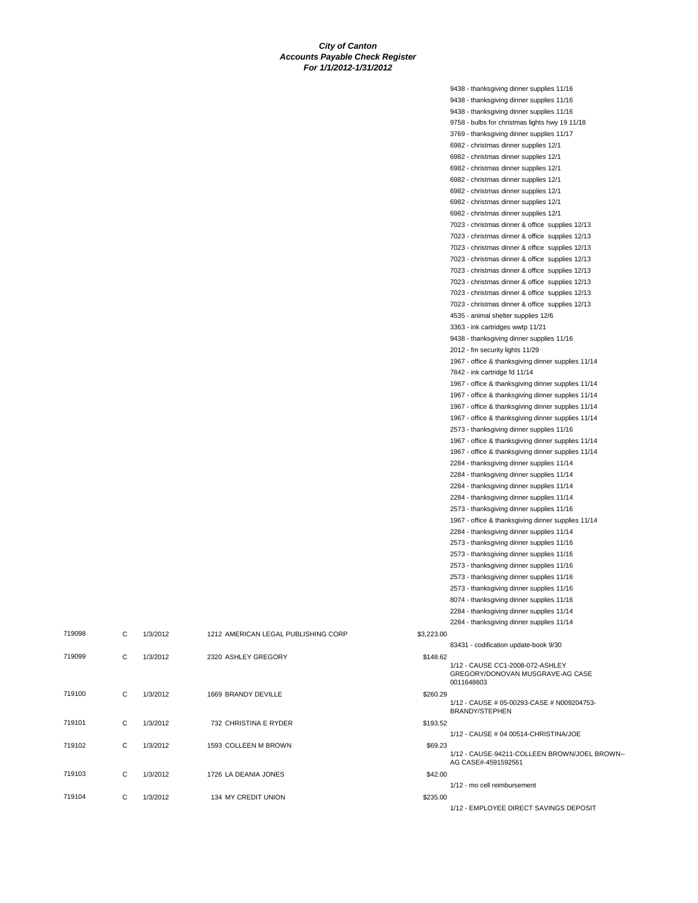***City of Canton***
***Accounts Payable Check Register***
***For 1/1/2012-1/31/2012***

| | | | | | |
|---|---|---|---|---|---|
| | | | | | 9438 - thanksgiving dinner supplies 11/16 |
| | | | | | 9438 - thanksgiving dinner supplies 11/16 |
| | | | | | 9438 - thanksgiving dinner supplies 11/16 |
| | | | | | 9758 - bulbs for christmas lights hwy 19 11/18 |
| | | | | | 3769 - thanksgiving dinner supplies 11/17 |
| | | | | | 6982 - christmas dinner supplies 12/1 |
| | | | | | 6982 - christmas dinner supplies 12/1 |
| | | | | | 6982 - christmas dinner supplies 12/1 |
| | | | | | 6982 - christmas dinner supplies 12/1 |
| | | | | | 6982 - christmas dinner supplies 12/1 |
| | | | | | 6982 - christmas dinner supplies 12/1 |
| | | | | | 6982 - christmas dinner supplies 12/1 |
| | | | | | 7023 - christmas dinner & office supplies 12/13 |
| | | | | | 7023 - christmas dinner & office supplies 12/13 |
| | | | | | 7023 - christmas dinner & office supplies 12/13 |
| | | | | | 7023 - christmas dinner & office supplies 12/13 |
| | | | | | 7023 - christmas dinner & office supplies 12/13 |
| | | | | | 7023 - christmas dinner & office supplies 12/13 |
| | | | | | 7023 - christmas dinner & office supplies 12/13 |
| | | | | | 7023 - christmas dinner & office supplies 12/13 |
| | | | | | 4535 - animal shelter supplies 12/6 |
| | | | | | 3363 - ink cartridges wwtp 11/21 |
| | | | | | 9438 - thanksgiving dinner supplies 11/16 |
| | | | | | 2012 - fm security lights 11/29 |
| | | | | | 1967 - office & thanksgiving dinner supplies 11/14 |
| | | | | | 7842 - ink cartridge fd 11/14 |
| | | | | | 1967 - office & thanksgiving dinner supplies 11/14 |
| | | | | | 1967 - office & thanksgiving dinner supplies 11/14 |
| | | | | | 1967 - office & thanksgiving dinner supplies 11/14 |
| | | | | | 1967 - office & thanksgiving dinner supplies 11/14 |
| | | | | | 2573 - thanksgiving dinner supplies 11/16 |
| | | | | | 1967 - office & thanksgiving dinner supplies 11/14 |
| | | | | | 1967 - office & thanksgiving dinner supplies 11/14 |
| | | | | | 2284 - thanksgiving dinner supplies 11/14 |
| | | | | | 2284 - thanksgiving dinner supplies 11/14 |
| | | | | | 2284 - thanksgiving dinner supplies 11/14 |
| | | | | | 2284 - thanksgiving dinner supplies 11/14 |
| | | | | | 2573 - thanksgiving dinner supplies 11/16 |
| | | | | | 1967 - office & thanksgiving dinner supplies 11/14 |
| | | | | | 2284 - thanksgiving dinner supplies 11/14 |
| | | | | | 2573 - thanksgiving dinner supplies 11/16 |
| | | | | | 2573 - thanksgiving dinner supplies 11/16 |
| | | | | | 2573 - thanksgiving dinner supplies 11/16 |
| | | | | | 2573 - thanksgiving dinner supplies 11/16 |
| | | | | | 2573 - thanksgiving dinner supplies 11/16 |
| | | | | | 8074 - thanksgiving dinner supplies 11/16 |
| | | | | | 2284 - thanksgiving dinner supplies 11/14 |
| | | | | | 2284 - thanksgiving dinner supplies 11/14 |
| 719098 | C | 1/3/2012 | 1212 AMERICAN LEGAL PUBLISHING CORP | $3,223.00 | |
| | | | | | 83431 - codification update-book 9/30 |
| 719099 | C | 1/3/2012 | 2320 ASHLEY GREGORY | $148.62 | |
| | | | | | 1/12 - CAUSE CC1-2008-072-ASHLEY GREGORY/DONOVAN MUSGRAVE-AG CASE 0011648603 |
| 719100 | C | 1/3/2012 | 1669 BRANDY DEVILLE | $260.29 | |
| | | | | | 1/12 - CAUSE # 05-00293-CASE # N009204753-BRANDY/STEPHEN |
| 719101 | C | 1/3/2012 | 732 CHRISTINA E RYDER | $193.52 | |
| | | | | | 1/12 - CAUSE # 04 00514-CHRISTINA/JOE |
| 719102 | C | 1/3/2012 | 1593 COLLEEN M BROWN | $69.23 | |
| | | | | | 1/12 - CAUSE-94211-COLLEEN BROWN/JOEL BROWN--AG CASE#-4591592561 |
| 719103 | C | 1/3/2012 | 1726 LA DEANIA JONES | $42.00 | |
| | | | | | 1/12 - mo cell reimbursement |
| 719104 | C | 1/3/2012 | 134 MY CREDIT UNION | $235.00 | |
| | | | | | 1/12 - EMPLOYEE DIRECT SAVINGS DEPOSIT |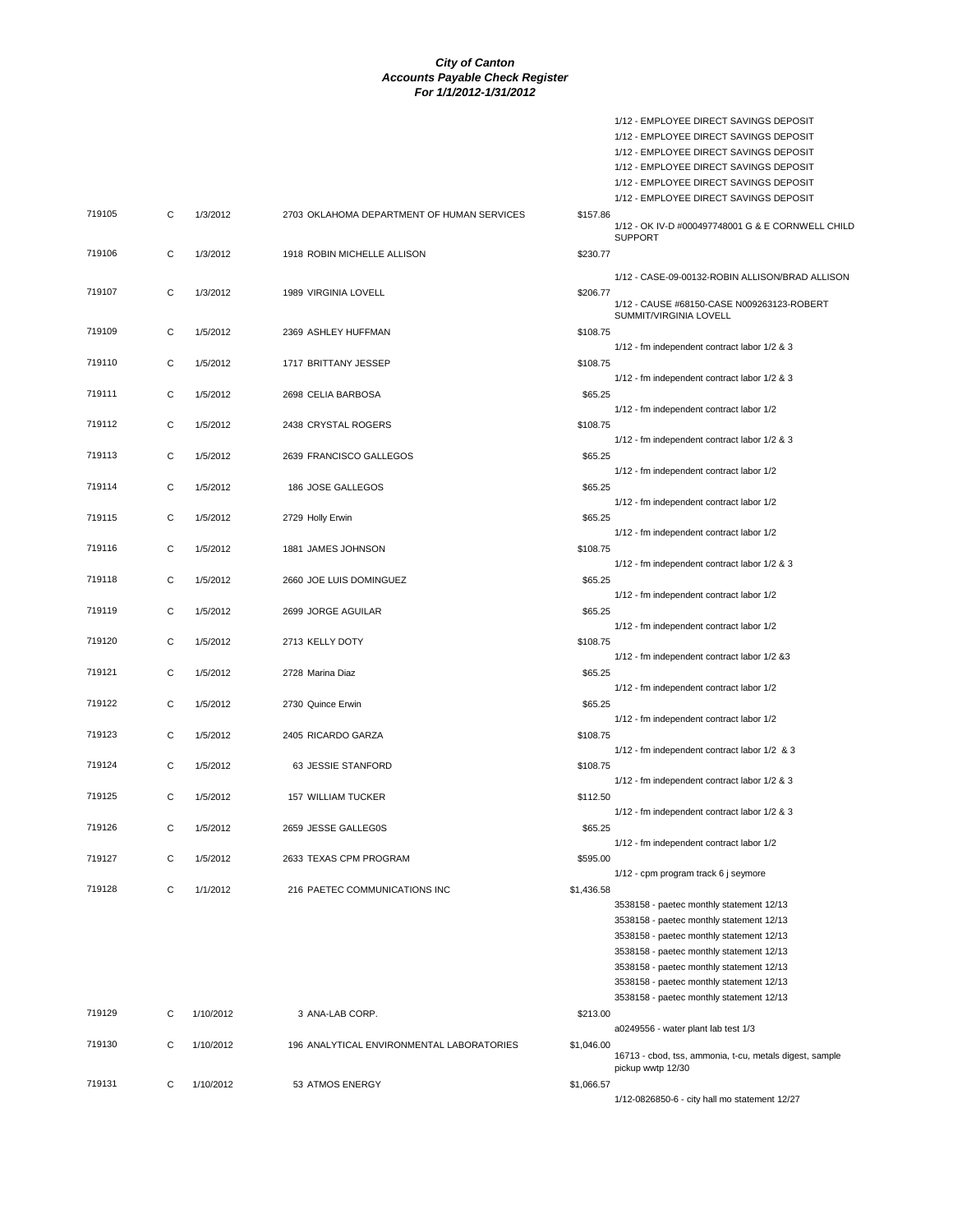**City of Canton**
**Accounts Payable Check Register**
**For 1/1/2012-1/31/2012**

| Check | Type | Date | Vendor | Amount | Description |
|---|---|---|---|---|---|
| | | | | | 1/12 - EMPLOYEE DIRECT SAVINGS DEPOSIT |
| | | | | | 1/12 - EMPLOYEE DIRECT SAVINGS DEPOSIT |
| | | | | | 1/12 - EMPLOYEE DIRECT SAVINGS DEPOSIT |
| | | | | | 1/12 - EMPLOYEE DIRECT SAVINGS DEPOSIT |
| | | | | | 1/12 - EMPLOYEE DIRECT SAVINGS DEPOSIT |
| | | | | | 1/12 - EMPLOYEE DIRECT SAVINGS DEPOSIT |
| 719105 | C | 1/3/2012 | 2703 OKLAHOMA DEPARTMENT OF HUMAN SERVICES | $157.86 | 1/12 - OK IV-D #000497748001 G & E CORNWELL CHILD SUPPORT |
| 719106 | C | 1/3/2012 | 1918 ROBIN MICHELLE ALLISON | $230.77 | 1/12 - CASE-09-00132-ROBIN ALLISON/BRAD ALLISON |
| 719107 | C | 1/3/2012 | 1989 VIRGINIA LOVELL | $206.77 | 1/12 - CAUSE #68150-CASE N009263123-ROBERT SUMMIT/VIRGINIA LOVELL |
| 719109 | C | 1/5/2012 | 2369 ASHLEY HUFFMAN | $108.75 | 1/12 - fm independent contract labor 1/2 & 3 |
| 719110 | C | 1/5/2012 | 1717 BRITTANY JESSEP | $108.75 | 1/12 - fm independent contract labor 1/2 & 3 |
| 719111 | C | 1/5/2012 | 2698 CELIA BARBOSA | $65.25 | 1/12 - fm independent contract labor 1/2 |
| 719112 | C | 1/5/2012 | 2438 CRYSTAL ROGERS | $108.75 | 1/12 - fm independent contract labor 1/2 & 3 |
| 719113 | C | 1/5/2012 | 2639 FRANCISCO GALLEGOS | $65.25 | 1/12 - fm independent contract labor 1/2 |
| 719114 | C | 1/5/2012 | 186 JOSE GALLEGOS | $65.25 | 1/12 - fm independent contract labor 1/2 |
| 719115 | C | 1/5/2012 | 2729 Holly Erwin | $65.25 | 1/12 - fm independent contract labor 1/2 |
| 719116 | C | 1/5/2012 | 1881 JAMES JOHNSON | $108.75 | 1/12 - fm independent contract labor 1/2 & 3 |
| 719118 | C | 1/5/2012 | 2660 JOE LUIS DOMINGUEZ | $65.25 | 1/12 - fm independent contract labor 1/2 |
| 719119 | C | 1/5/2012 | 2699 JORGE AGUILAR | $65.25 | 1/12 - fm independent contract labor 1/2 |
| 719120 | C | 1/5/2012 | 2713 KELLY DOTY | $108.75 | 1/12 - fm independent contract labor 1/2 &3 |
| 719121 | C | 1/5/2012 | 2728 Marina Diaz | $65.25 | 1/12 - fm independent contract labor 1/2 |
| 719122 | C | 1/5/2012 | 2730 Quince Erwin | $65.25 | 1/12 - fm independent contract labor 1/2 |
| 719123 | C | 1/5/2012 | 2405 RICARDO GARZA | $108.75 | 1/12 - fm independent contract labor 1/2 & 3 |
| 719124 | C | 1/5/2012 | 63 JESSIE STANFORD | $108.75 | 1/12 - fm independent contract labor 1/2 & 3 |
| 719125 | C | 1/5/2012 | 157 WILLIAM TUCKER | $112.50 | 1/12 - fm independent contract labor 1/2 & 3 |
| 719126 | C | 1/5/2012 | 2659 JESSE GALLEG0S | $65.25 | 1/12 - fm independent contract labor 1/2 |
| 719127 | C | 1/5/2012 | 2633 TEXAS CPM PROGRAM | $595.00 | 1/12 - cpm program track 6 j seymore |
| 719128 | C | 1/1/2012 | 216 PAETEC COMMUNICATIONS INC | $1,436.58 | 3538158 - paetec monthly statement 12/13 |
| | | | | | 3538158 - paetec monthly statement 12/13 |
| | | | | | 3538158 - paetec monthly statement 12/13 |
| | | | | | 3538158 - paetec monthly statement 12/13 |
| | | | | | 3538158 - paetec monthly statement 12/13 |
| | | | | | 3538158 - paetec monthly statement 12/13 |
| | | | | | 3538158 - paetec monthly statement 12/13 |
| 719129 | C | 1/10/2012 | 3 ANA-LAB CORP. | $213.00 | a0249556 - water plant lab test 1/3 |
| 719130 | C | 1/10/2012 | 196 ANALYTICAL ENVIRONMENTAL LABORATORIES | $1,046.00 | 16713 - cbod, tss, ammonia, t-cu, metals digest, sample pickup wwtp 12/30 |
| 719131 | C | 1/10/2012 | 53 ATMOS ENERGY | $1,066.57 | 1/12-0826850-6 - city hall mo statement 12/27 |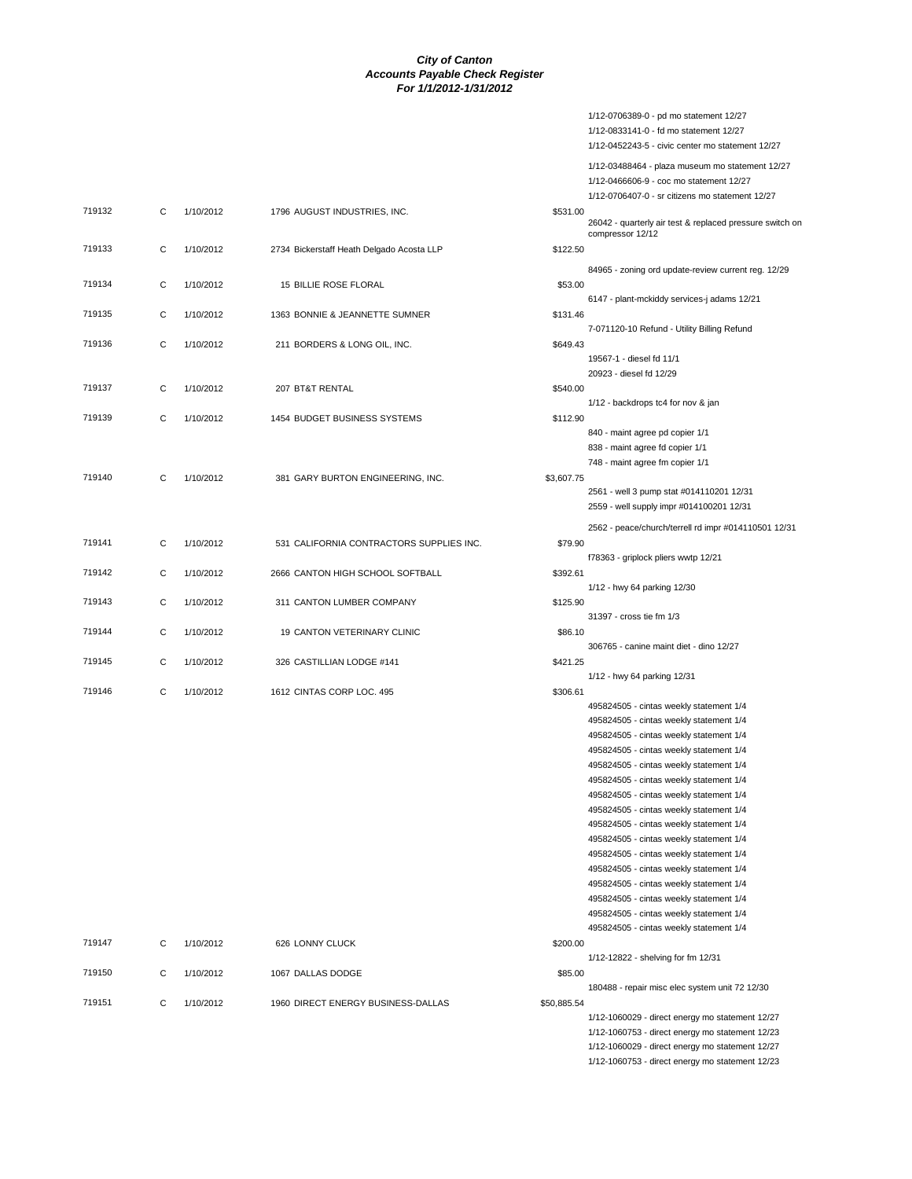# City of Canton
## Accounts Payable Check Register
### For 1/1/2012-1/31/2012

| Check # | Type | Date | Vendor | Amount | Description |
|---|---|---|---|---|---|
| | | | | | 1/12-0706389-0 - pd mo statement 12/27 |
| | | | | | 1/12-0833141-0 - fd mo statement 12/27 |
| | | | | | 1/12-0452243-5 - civic center mo statement 12/27 |
| | | | | | 1/12-03488464 - plaza museum mo statement 12/27 |
| | | | | | 1/12-0466606-9 - coc mo statement 12/27 |
| | | | | | 1/12-0706407-0 - sr citizens mo statement 12/27 |
| 719132 | C | 1/10/2012 | 1796 AUGUST INDUSTRIES, INC. | $531.00 | |
| | | | | | 26042 - quarterly air test & replaced pressure switch on compressor 12/12 |
| 719133 | C | 1/10/2012 | 2734 Bickerstaff Heath Delgado Acosta LLP | $122.50 | |
| | | | | | 84965 - zoning ord update-review current reg. 12/29 |
| 719134 | C | 1/10/2012 | 15 BILLIE ROSE FLORAL | $53.00 | |
| | | | | | 6147 - plant-mckiddy services-j adams 12/21 |
| 719135 | C | 1/10/2012 | 1363 BONNIE & JEANNETTE SUMNER | $131.46 | |
| | | | | | 7-071120-10 Refund - Utility Billing Refund |
| 719136 | C | 1/10/2012 | 211 BORDERS & LONG OIL, INC. | $649.43 | |
| | | | | | 19567-1 - diesel fd 11/1 |
| | | | | | 20923 - diesel fd 12/29 |
| 719137 | C | 1/10/2012 | 207 BT&T RENTAL | $540.00 | |
| | | | | | 1/12 - backdrops tc4 for nov & jan |
| 719139 | C | 1/10/2012 | 1454 BUDGET BUSINESS SYSTEMS | $112.90 | |
| | | | | | 840 - maint agree pd copier 1/1 |
| | | | | | 838 - maint agree fd copier 1/1 |
| | | | | | 748 - maint agree fm copier 1/1 |
| 719140 | C | 1/10/2012 | 381 GARY BURTON ENGINEERING, INC. | $3,607.75 | |
| | | | | | 2561 - well 3 pump stat #014110201 12/31 |
| | | | | | 2559 - well supply impr #014100201 12/31 |
| | | | | | 2562 - peace/church/terrell rd impr #014110501 12/31 |
| 719141 | C | 1/10/2012 | 531 CALIFORNIA CONTRACTORS SUPPLIES INC. | $79.90 | |
| | | | | | f78363 - griplock pliers wwtp 12/21 |
| 719142 | C | 1/10/2012 | 2666 CANTON HIGH SCHOOL SOFTBALL | $392.61 | |
| | | | | | 1/12 - hwy 64 parking 12/30 |
| 719143 | C | 1/10/2012 | 311 CANTON LUMBER COMPANY | $125.90 | |
| | | | | | 31397 - cross tie fm 1/3 |
| 719144 | C | 1/10/2012 | 19 CANTON VETERINARY CLINIC | $86.10 | |
| | | | | | 306765 - canine maint diet - dino 12/27 |
| 719145 | C | 1/10/2012 | 326 CASTILLIAN LODGE #141 | $421.25 | |
| | | | | | 1/12 - hwy 64 parking 12/31 |
| 719146 | C | 1/10/2012 | 1612 CINTAS CORP LOC. 495 | $306.61 | |
| | | | | | 495824505 - cintas weekly statement 1/4 |
| | | | | | 495824505 - cintas weekly statement 1/4 |
| | | | | | 495824505 - cintas weekly statement 1/4 |
| | | | | | 495824505 - cintas weekly statement 1/4 |
| | | | | | 495824505 - cintas weekly statement 1/4 |
| | | | | | 495824505 - cintas weekly statement 1/4 |
| | | | | | 495824505 - cintas weekly statement 1/4 |
| | | | | | 495824505 - cintas weekly statement 1/4 |
| | | | | | 495824505 - cintas weekly statement 1/4 |
| | | | | | 495824505 - cintas weekly statement 1/4 |
| | | | | | 495824505 - cintas weekly statement 1/4 |
| | | | | | 495824505 - cintas weekly statement 1/4 |
| | | | | | 495824505 - cintas weekly statement 1/4 |
| | | | | | 495824505 - cintas weekly statement 1/4 |
| | | | | | 495824505 - cintas weekly statement 1/4 |
| | | | | | 495824505 - cintas weekly statement 1/4 |
| 719147 | C | 1/10/2012 | 626 LONNY CLUCK | $200.00 | |
| | | | | | 1/12-12822 - shelving for fm 12/31 |
| 719150 | C | 1/10/2012 | 1067 DALLAS DODGE | $85.00 | |
| | | | | | 180488 - repair misc elec system unit 72 12/30 |
| 719151 | C | 1/10/2012 | 1960 DIRECT ENERGY BUSINESS-DALLAS | $50,885.54 | |
| | | | | | 1/12-1060029 - direct energy mo statement 12/27 |
| | | | | | 1/12-1060753 - direct energy mo statement 12/23 |
| | | | | | 1/12-1060029 - direct energy mo statement 12/27 |
| | | | | | 1/12-1060753 - direct energy mo statement 12/23 |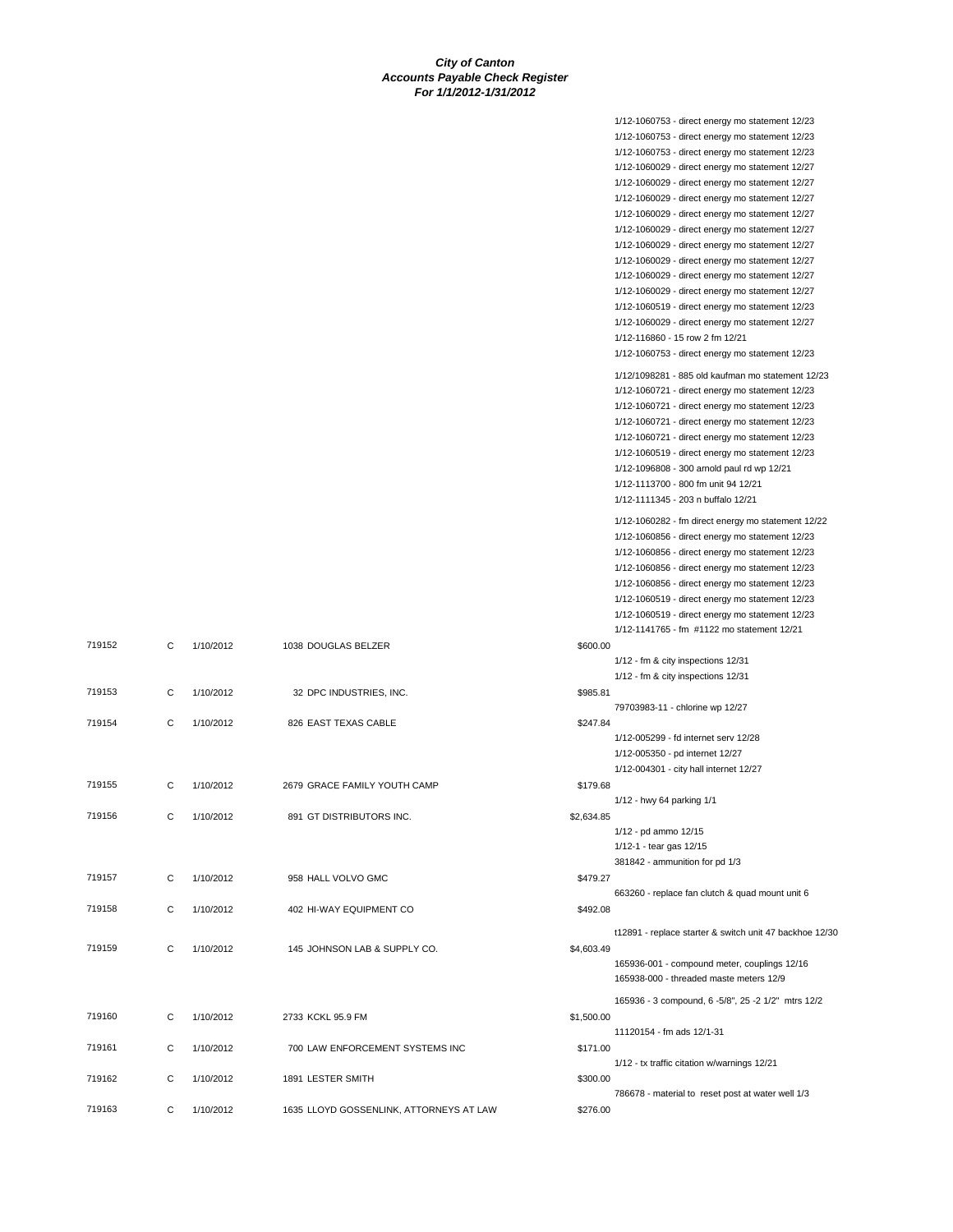***City of Canton***
***Accounts Payable Check Register***
***For 1/1/2012-1/31/2012***

| Check | Type | Date | Vendor | Amount | Description |
|---|---|---|---|---|---|
| | | | | | 1/12-1060753 - direct energy mo statement 12/23 |
| | | | | | 1/12-1060753 - direct energy mo statement 12/23 |
| | | | | | 1/12-1060753 - direct energy mo statement 12/23 |
| | | | | | 1/12-1060029 - direct energy mo statement 12/27 |
| | | | | | 1/12-1060029 - direct energy mo statement 12/27 |
| | | | | | 1/12-1060029 - direct energy mo statement 12/27 |
| | | | | | 1/12-1060029 - direct energy mo statement 12/27 |
| | | | | | 1/12-1060029 - direct energy mo statement 12/27 |
| | | | | | 1/12-1060029 - direct energy mo statement 12/27 |
| | | | | | 1/12-1060029 - direct energy mo statement 12/27 |
| | | | | | 1/12-1060029 - direct energy mo statement 12/27 |
| | | | | | 1/12-1060029 - direct energy mo statement 12/27 |
| | | | | | 1/12-1060519 - direct energy mo statement 12/23 |
| | | | | | 1/12-1060029 - direct energy mo statement 12/27 |
| | | | | | 1/12-116860 - 15 row 2 fm 12/21 |
| | | | | | 1/12-1060753 - direct energy mo statement 12/23 |
| | | | | | 1/12/1098281 - 885 old kaufman mo statement 12/23 |
| | | | | | 1/12-1060721 - direct energy mo statement 12/23 |
| | | | | | 1/12-1060721 - direct energy mo statement 12/23 |
| | | | | | 1/12-1060721 - direct energy mo statement 12/23 |
| | | | | | 1/12-1060721 - direct energy mo statement 12/23 |
| | | | | | 1/12-1060519 - direct energy mo statement 12/23 |
| | | | | | 1/12-1096808 - 300 arnold paul rd wp 12/21 |
| | | | | | 1/12-1113700 - 800 fm unit 94 12/21 |
| | | | | | 1/12-1111345 - 203 n buffalo 12/21 |
| | | | | | 1/12-1060282 - fm direct energy mo statement 12/22 |
| | | | | | 1/12-1060856 - direct energy mo statement 12/23 |
| | | | | | 1/12-1060856 - direct energy mo statement 12/23 |
| | | | | | 1/12-1060856 - direct energy mo statement 12/23 |
| | | | | | 1/12-1060856 - direct energy mo statement 12/23 |
| | | | | | 1/12-1060519 - direct energy mo statement 12/23 |
| | | | | | 1/12-1060519 - direct energy mo statement 12/23 |
| | | | | | 1/12-1141765 - fm #1122 mo statement 12/21 |
| 719152 | C | 1/10/2012 | 1038 DOUGLAS BELZER | $600.00 | |
| | | | | | 1/12 - fm & city inspections 12/31 |
| | | | | | 1/12 - fm & city inspections 12/31 |
| 719153 | C | 1/10/2012 | 32 DPC INDUSTRIES, INC. | $985.81 | |
| | | | | | 79703983-11 - chlorine wp 12/27 |
| 719154 | C | 1/10/2012 | 826 EAST TEXAS CABLE | $247.84 | |
| | | | | | 1/12-005299 - fd internet serv 12/28 |
| | | | | | 1/12-005350 - pd internet 12/27 |
| | | | | | 1/12-004301 - city hall internet 12/27 |
| 719155 | C | 1/10/2012 | 2679 GRACE FAMILY YOUTH CAMP | $179.68 | |
| | | | | | 1/12 - hwy 64 parking 1/1 |
| 719156 | C | 1/10/2012 | 891 GT DISTRIBUTORS INC. | $2,634.85 | |
| | | | | | 1/12 - pd ammo 12/15 |
| | | | | | 1/12-1 - tear gas 12/15 |
| | | | | | 381842 - ammunition for pd 1/3 |
| 719157 | C | 1/10/2012 | 958 HALL VOLVO GMC | $479.27 | |
| | | | | | 663260 - replace fan clutch & quad mount unit 6 |
| 719158 | C | 1/10/2012 | 402 HI-WAY EQUIPMENT CO | $492.08 | |
| | | | | | t12891 - replace starter & switch unit 47 backhoe 12/30 |
| 719159 | C | 1/10/2012 | 145 JOHNSON LAB & SUPPLY CO. | $4,603.49 | |
| | | | | | 165936-001 - compound meter, couplings 12/16 |
| | | | | | 165938-000 - threaded maste meters 12/9 |
| | | | | | 165936 - 3 compound, 6 -5/8", 25 -2 1/2" mtrs 12/2 |
| 719160 | C | 1/10/2012 | 2733 KCKL 95.9 FM | $1,500.00 | |
| | | | | | 11120154 - fm ads 12/1-31 |
| 719161 | C | 1/10/2012 | 700 LAW ENFORCEMENT SYSTEMS INC | $171.00 | |
| | | | | | 1/12 - tx traffic citation w/warnings 12/21 |
| 719162 | C | 1/10/2012 | 1891 LESTER SMITH | $300.00 | |
| | | | | | 786678 - material to reset post at water well 1/3 |
| 719163 | C | 1/10/2012 | 1635 LLOYD GOSSENLINK, ATTORNEYS AT LAW | $276.00 | |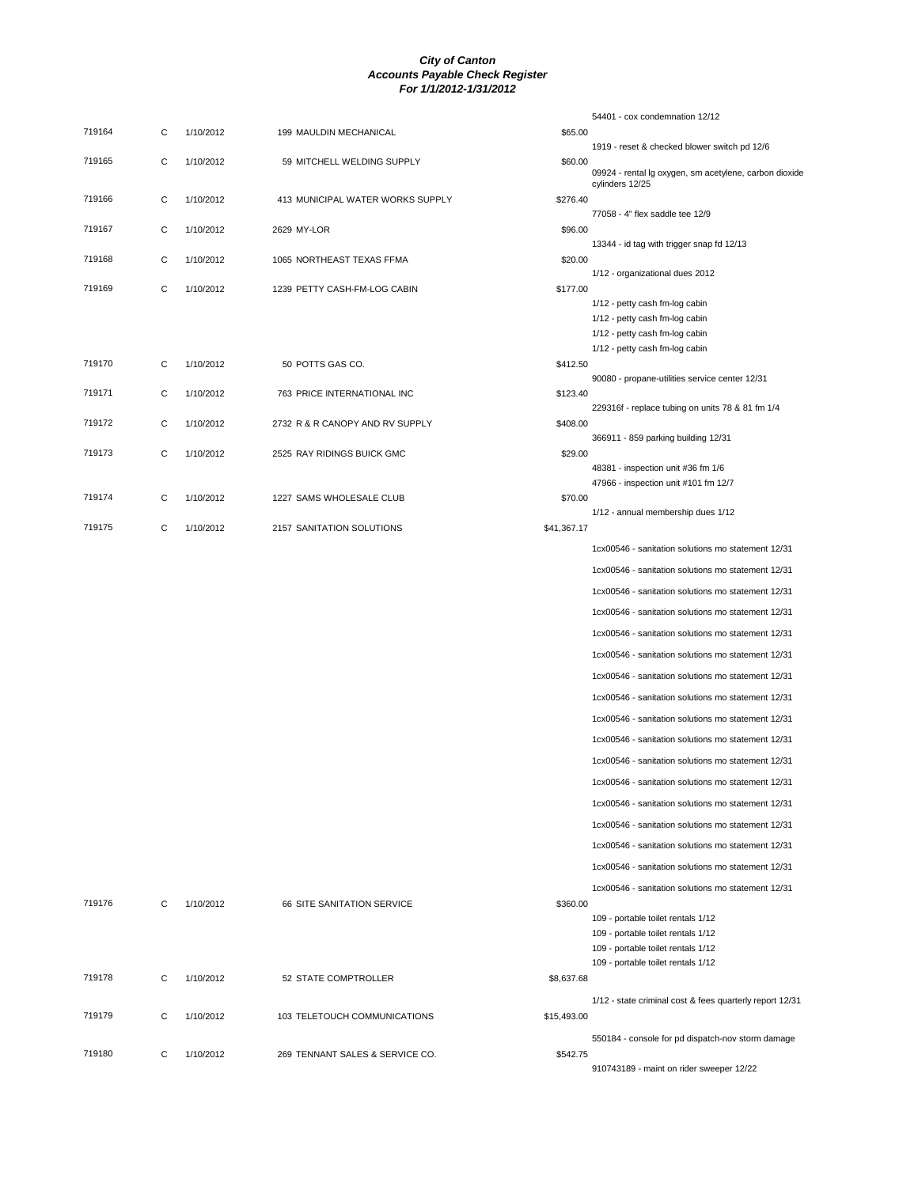# *City of Canton*
## *Accounts Payable Check Register*
### *For 1/1/2012-1/31/2012*

| Check # | Type | Date | Vendor | Amount | Description |
|---|---|---|---|---|---|
| | | | | | 54401 - cox condemnation 12/12 |
| 719164 | C | 1/10/2012 | 199 MAULDIN MECHANICAL | $65.00 | |
| | | | | | 1919 - reset & checked blower switch pd 12/6 |
| 719165 | C | 1/10/2012 | 59 MITCHELL WELDING SUPPLY | $60.00 | |
| | | | | | 09924 - rental lg oxygen, sm acetylene, carbon dioxide cylinders 12/25 |
| 719166 | C | 1/10/2012 | 413 MUNICIPAL WATER WORKS SUPPLY | $276.40 | |
| | | | | | 77058 - 4" flex saddle tee 12/9 |
| 719167 | C | 1/10/2012 | 2629 MY-LOR | $96.00 | |
| | | | | | 13344 - id tag with trigger snap fd 12/13 |
| 719168 | C | 1/10/2012 | 1065 NORTHEAST TEXAS FFMA | $20.00 | |
| | | | | | 1/12 - organizational dues 2012 |
| 719169 | C | 1/10/2012 | 1239 PETTY CASH-FM-LOG CABIN | $177.00 | |
| | | | | | 1/12 - petty cash fm-log cabin |
| | | | | | 1/12 - petty cash fm-log cabin |
| | | | | | 1/12 - petty cash fm-log cabin |
| | | | | | 1/12 - petty cash fm-log cabin |
| 719170 | C | 1/10/2012 | 50 POTTS GAS CO. | $412.50 | |
| | | | | | 90080 - propane-utilities service center 12/31 |
| 719171 | C | 1/10/2012 | 763 PRICE INTERNATIONAL INC | $123.40 | |
| | | | | | 229316f - replace tubing on units 78 & 81 fm 1/4 |
| 719172 | C | 1/10/2012 | 2732 R & R CANOPY AND RV SUPPLY | $408.00 | |
| | | | | | 366911 - 859 parking building 12/31 |
| 719173 | C | 1/10/2012 | 2525 RAY RIDINGS BUICK GMC | $29.00 | |
| | | | | | 48381 - inspection unit #36 fm 1/6 |
| | | | | | 47966 - inspection unit #101 fm 12/7 |
| 719174 | C | 1/10/2012 | 1227 SAMS WHOLESALE CLUB | $70.00 | |
| | | | | | 1/12 - annual membership dues 1/12 |
| 719175 | C | 1/10/2012 | 2157 SANITATION SOLUTIONS | $41,367.17 | |
| | | | | | 1cx00546 - sanitation solutions mo statement 12/31 |
| | | | | | 1cx00546 - sanitation solutions mo statement 12/31 |
| | | | | | 1cx00546 - sanitation solutions mo statement 12/31 |
| | | | | | 1cx00546 - sanitation solutions mo statement 12/31 |
| | | | | | 1cx00546 - sanitation solutions mo statement 12/31 |
| | | | | | 1cx00546 - sanitation solutions mo statement 12/31 |
| | | | | | 1cx00546 - sanitation solutions mo statement 12/31 |
| | | | | | 1cx00546 - sanitation solutions mo statement 12/31 |
| | | | | | 1cx00546 - sanitation solutions mo statement 12/31 |
| | | | | | 1cx00546 - sanitation solutions mo statement 12/31 |
| | | | | | 1cx00546 - sanitation solutions mo statement 12/31 |
| | | | | | 1cx00546 - sanitation solutions mo statement 12/31 |
| | | | | | 1cx00546 - sanitation solutions mo statement 12/31 |
| | | | | | 1cx00546 - sanitation solutions mo statement 12/31 |
| | | | | | 1cx00546 - sanitation solutions mo statement 12/31 |
| | | | | | 1cx00546 - sanitation solutions mo statement 12/31 |
| | | | | | 1cx00546 - sanitation solutions mo statement 12/31 |
| 719176 | C | 1/10/2012 | 66 SITE SANITATION SERVICE | $360.00 | |
| | | | | | 109 - portable toilet rentals 1/12 |
| | | | | | 109 - portable toilet rentals 1/12 |
| | | | | | 109 - portable toilet rentals 1/12 |
| | | | | | 109 - portable toilet rentals 1/12 |
| 719178 | C | 1/10/2012 | 52 STATE COMPTROLLER | $8,637.68 | |
| | | | | | 1/12 - state criminal cost & fees quarterly report 12/31 |
| 719179 | C | 1/10/2012 | 103 TELETOUCH COMMUNICATIONS | $15,493.00 | |
| | | | | | 550184 - console for pd dispatch-nov storm damage |
| 719180 | C | 1/10/2012 | 269 TENNANT SALES & SERVICE CO. | $542.75 | |
| | | | | | 910743189 - maint on rider sweeper 12/22 |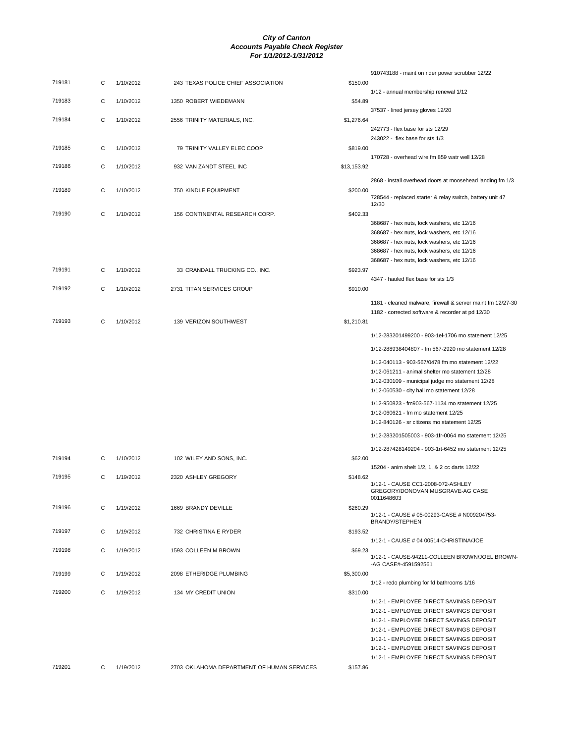# City of Canton
## Accounts Payable Check Register
### For 1/1/2012-1/31/2012

| Check # | Type | Date | Vendor | Amount | Description |
|---|---|---|---|---|---|
| | | | | | 910743188 - maint on rider power scrubber 12/22 |
| 719181 | C | 1/10/2012 | 243 TEXAS POLICE CHIEF ASSOCIATION | $150.00 | |
| | | | | | 1/12 - annual membership renewal 1/12 |
| 719183 | C | 1/10/2012 | 1350 ROBERT WIEDEMANN | $54.89 | |
| | | | | | 37537 - lined jersey gloves 12/20 |
| 719184 | C | 1/10/2012 | 2556 TRINITY MATERIALS, INC. | $1,276.64 | |
| | | | | | 242773 - flex base for sts 12/29 |
| | | | | | 243022 - flex base for sts 1/3 |
| 719185 | C | 1/10/2012 | 79 TRINITY VALLEY ELEC COOP | $819.00 | |
| | | | | | 170728 - overhead wire fm 859 watr well 12/28 |
| 719186 | C | 1/10/2012 | 932 VAN ZANDT STEEL INC | $13,153.92 | |
| | | | | | 2868 - install overhead doors at moosehead landing fm 1/3 |
| 719189 | C | 1/10/2012 | 750 KINDLE EQUIPMENT | $200.00 | |
| | | | | | 728544 - replaced starter & relay switch, battery unit 47 12/30 |
| 719190 | C | 1/10/2012 | 156 CONTINENTAL RESEARCH CORP. | $402.33 | |
| | | | | | 368687 - hex nuts, lock washers, etc 12/16 |
| | | | | | 368687 - hex nuts, lock washers, etc 12/16 |
| | | | | | 368687 - hex nuts, lock washers, etc 12/16 |
| | | | | | 368687 - hex nuts, lock washers, etc 12/16 |
| | | | | | 368687 - hex nuts, lock washers, etc 12/16 |
| 719191 | C | 1/10/2012 | 33 CRANDALL TRUCKING CO., INC. | $923.97 | |
| | | | | | 4347 - hauled flex base for sts 1/3 |
| 719192 | C | 1/10/2012 | 2731 TITAN SERVICES GROUP | $910.00 | |
| | | | | | 1181 - cleaned malware, firewall & server maint fm 12/27-30 |
| | | | | | 1182 - corrected software & recorder at pd 12/30 |
| 719193 | C | 1/10/2012 | 139 VERIZON SOUTHWEST | $1,210.81 | |
| | | | | | 1/12-283201499200 - 903-1el-1706 mo statement 12/25 |
| | | | | | 1/12-288938404807 - fm 567-2920 mo statement 12/28 |
| | | | | | 1/12-040113 - 903-567/0478 fm mo statement 12/22 |
| | | | | | 1/12-061211 - animal shelter mo statement 12/28 |
| | | | | | 1/12-030109 - municipal judge mo statement 12/28 |
| | | | | | 1/12-060530 - city hall mo statement 12/28 |
| | | | | | 1/12-950823 - fm903-567-1134 mo statement 12/25 |
| | | | | | 1/12-060621 - fm mo statement 12/25 |
| | | | | | 1/12-840126 - sr citizens mo statement 12/25 |
| | | | | | 1/12-283201505003 - 903-1fr-0064 mo statement 12/25 |
| | | | | | 1/12-287428149204 - 903-1rt-6452 mo statement 12/25 |
| 719194 | C | 1/10/2012 | 102 WILEY AND SONS, INC. | $62.00 | |
| | | | | | 15204 - anim shelt 1/2, 1, & 2 cc darts 12/22 |
| 719195 | C | 1/19/2012 | 2320 ASHLEY GREGORY | $148.62 | |
| | | | | | 1/12-1 - CAUSE CC1-2008-072-ASHLEY GREGORY/DONOVAN MUSGRAVE-AG CASE 0011648603 |
| 719196 | C | 1/19/2012 | 1669 BRANDY DEVILLE | $260.29 | |
| | | | | | 1/12-1 - CAUSE # 05-00293-CASE # N009204753-BRANDY/STEPHEN |
| 719197 | C | 1/19/2012 | 732 CHRISTINA E RYDER | $193.52 | |
| | | | | | 1/12-1 - CAUSE # 04 00514-CHRISTINA/JOE |
| 719198 | C | 1/19/2012 | 1593 COLLEEN M BROWN | $69.23 | |
| | | | | | 1/12-1 - CAUSE-94211-COLLEEN BROWN/JOEL BROWN--AG CASE#-4591592561 |
| 719199 | C | 1/19/2012 | 2098 ETHERIDGE PLUMBING | $5,300.00 | |
| | | | | | 1/12 - redo plumbing for fd bathrooms 1/16 |
| 719200 | C | 1/19/2012 | 134 MY CREDIT UNION | $310.00 | |
| | | | | | 1/12-1 - EMPLOYEE DIRECT SAVINGS DEPOSIT |
| | | | | | 1/12-1 - EMPLOYEE DIRECT SAVINGS DEPOSIT |
| | | | | | 1/12-1 - EMPLOYEE DIRECT SAVINGS DEPOSIT |
| | | | | | 1/12-1 - EMPLOYEE DIRECT SAVINGS DEPOSIT |
| | | | | | 1/12-1 - EMPLOYEE DIRECT SAVINGS DEPOSIT |
| | | | | | 1/12-1 - EMPLOYEE DIRECT SAVINGS DEPOSIT |
| | | | | | 1/12-1 - EMPLOYEE DIRECT SAVINGS DEPOSIT |
| 719201 | C | 1/19/2012 | 2703 OKLAHOMA DEPARTMENT OF HUMAN SERVICES | $157.86 | |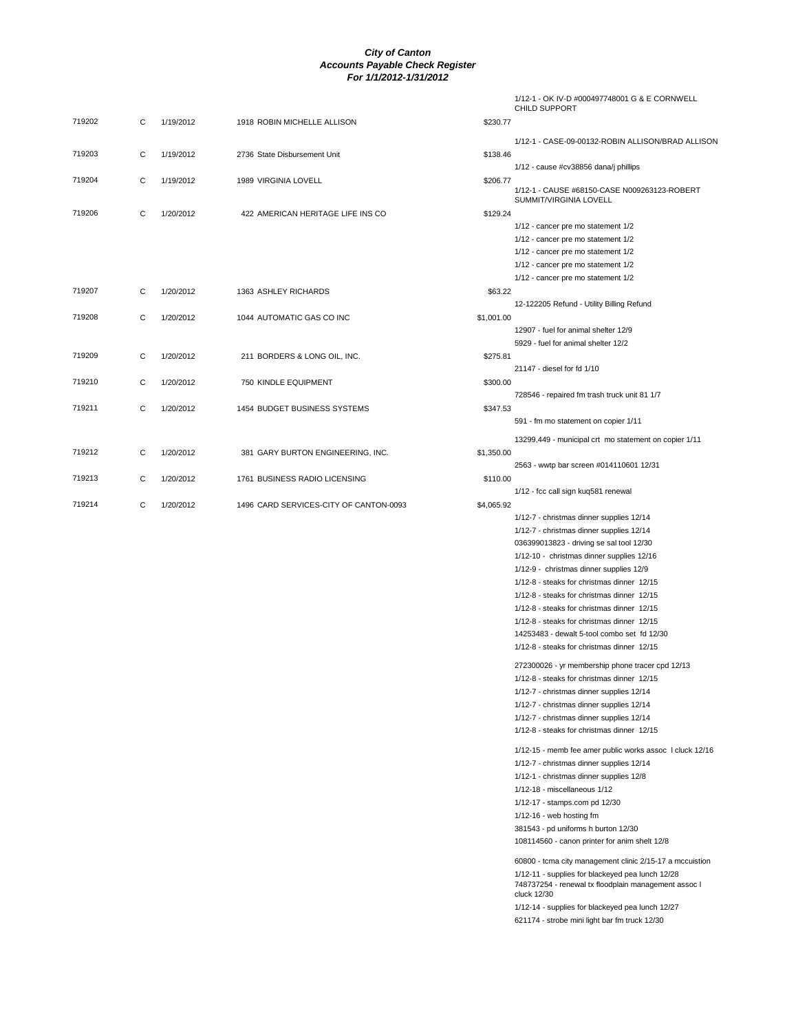# City of Canton
## Accounts Payable Check Register
### For 1/1/2012-1/31/2012

| Check # | Type | Date | Vendor | Amount | Description |
|---|---|---|---|---|---|
| | | | | | 1/12-1 - OK IV-D #000497748001 G & E CORNWELL CHILD SUPPORT |
| 719202 | C | 1/19/2012 | 1918 ROBIN MICHELLE ALLISON | $230.77 | |
| | | | | | 1/12-1 - CASE-09-00132-ROBIN ALLISON/BRAD ALLISON |
| 719203 | C | 1/19/2012 | 2736 State Disbursement Unit | $138.46 | |
| | | | | | 1/12 - cause #cv38856 dana/j phillips |
| 719204 | C | 1/19/2012 | 1989 VIRGINIA LOVELL | $206.77 | |
| | | | | | 1/12-1 - CAUSE #68150-CASE N009263123-ROBERT SUMMIT/VIRGINIA LOVELL |
| 719206 | C | 1/20/2012 | 422 AMERICAN HERITAGE LIFE INS CO | $129.24 | |
| | | | | | 1/12 - cancer pre mo statement 1/2 |
| | | | | | 1/12 - cancer pre mo statement 1/2 |
| | | | | | 1/12 - cancer pre mo statement 1/2 |
| | | | | | 1/12 - cancer pre mo statement 1/2 |
| | | | | | 1/12 - cancer pre mo statement 1/2 |
| 719207 | C | 1/20/2012 | 1363 ASHLEY RICHARDS | $63.22 | |
| | | | | | 12-122205 Refund - Utility Billing Refund |
| 719208 | C | 1/20/2012 | 1044 AUTOMATIC GAS CO INC | $1,001.00 | |
| | | | | | 12907 - fuel for animal shelter 12/9 |
| | | | | | 5929 - fuel for animal shelter 12/2 |
| 719209 | C | 1/20/2012 | 211 BORDERS & LONG OIL, INC. | $275.81 | |
| | | | | | 21147 - diesel for fd 1/10 |
| 719210 | C | 1/20/2012 | 750 KINDLE EQUIPMENT | $300.00 | |
| | | | | | 728546 - repaired fm trash truck unit 81 1/7 |
| 719211 | C | 1/20/2012 | 1454 BUDGET BUSINESS SYSTEMS | $347.53 | |
| | | | | | 591 - fm mo statement on copier 1/11 |
| | | | | | 13299,449 - municipal crt mo statement on copier 1/11 |
| 719212 | C | 1/20/2012 | 381 GARY BURTON ENGINEERING, INC. | $1,350.00 | |
| | | | | | 2563 - wwtp bar screen #014110601 12/31 |
| 719213 | C | 1/20/2012 | 1761 BUSINESS RADIO LICENSING | $110.00 | |
| | | | | | 1/12 - fcc call sign kuq581 renewal |
| 719214 | C | 1/20/2012 | 1496 CARD SERVICES-CITY OF CANTON-0093 | $4,065.92 | |
| | | | | | 1/12-7 - christmas dinner supplies 12/14 |
| | | | | | 1/12-7 - christmas dinner supplies 12/14 |
| | | | | | 036399013823 - driving se sal tool 12/30 |
| | | | | | 1/12-10 - christmas dinner supplies 12/16 |
| | | | | | 1/12-9 - christmas dinner supplies 12/9 |
| | | | | | 1/12-8 - steaks for christmas dinner 12/15 |
| | | | | | 1/12-8 - steaks for christmas dinner 12/15 |
| | | | | | 1/12-8 - steaks for christmas dinner 12/15 |
| | | | | | 1/12-8 - steaks for christmas dinner 12/15 |
| | | | | | 14253483 - dewalt 5-tool combo set fd 12/30 |
| | | | | | 1/12-8 - steaks for christmas dinner 12/15 |
| | | | | | 272300026 - yr membership phone tracer cpd 12/13 |
| | | | | | 1/12-8 - steaks for christmas dinner 12/15 |
| | | | | | 1/12-7 - christmas dinner supplies 12/14 |
| | | | | | 1/12-7 - christmas dinner supplies 12/14 |
| | | | | | 1/12-7 - christmas dinner supplies 12/14 |
| | | | | | 1/12-8 - steaks for christmas dinner 12/15 |
| | | | | | 1/12-15 - memb fee amer public works assoc l cluck 12/16 |
| | | | | | 1/12-7 - christmas dinner supplies 12/14 |
| | | | | | 1/12-1 - christmas dinner supplies 12/8 |
| | | | | | 1/12-18 - miscellaneous 1/12 |
| | | | | | 1/12-17 - stamps.com pd 12/30 |
| | | | | | 1/12-16 - web hosting fm |
| | | | | | 381543 - pd uniforms h burton 12/30 |
| | | | | | 108114560 - canon printer for anim shelt 12/8 |
| | | | | | 60800 - tcma city management clinic 2/15-17 a mccuistion |
| | | | | | 1/12-11 - supplies for blackeyed pea lunch 12/28 |
| | | | | | 748737254 - renewal tx floodplain management assoc l cluck 12/30 |
| | | | | | 1/12-14 - supplies for blackeyed pea lunch 12/27 |
| | | | | | 621174 - strobe mini light bar fm truck 12/30 |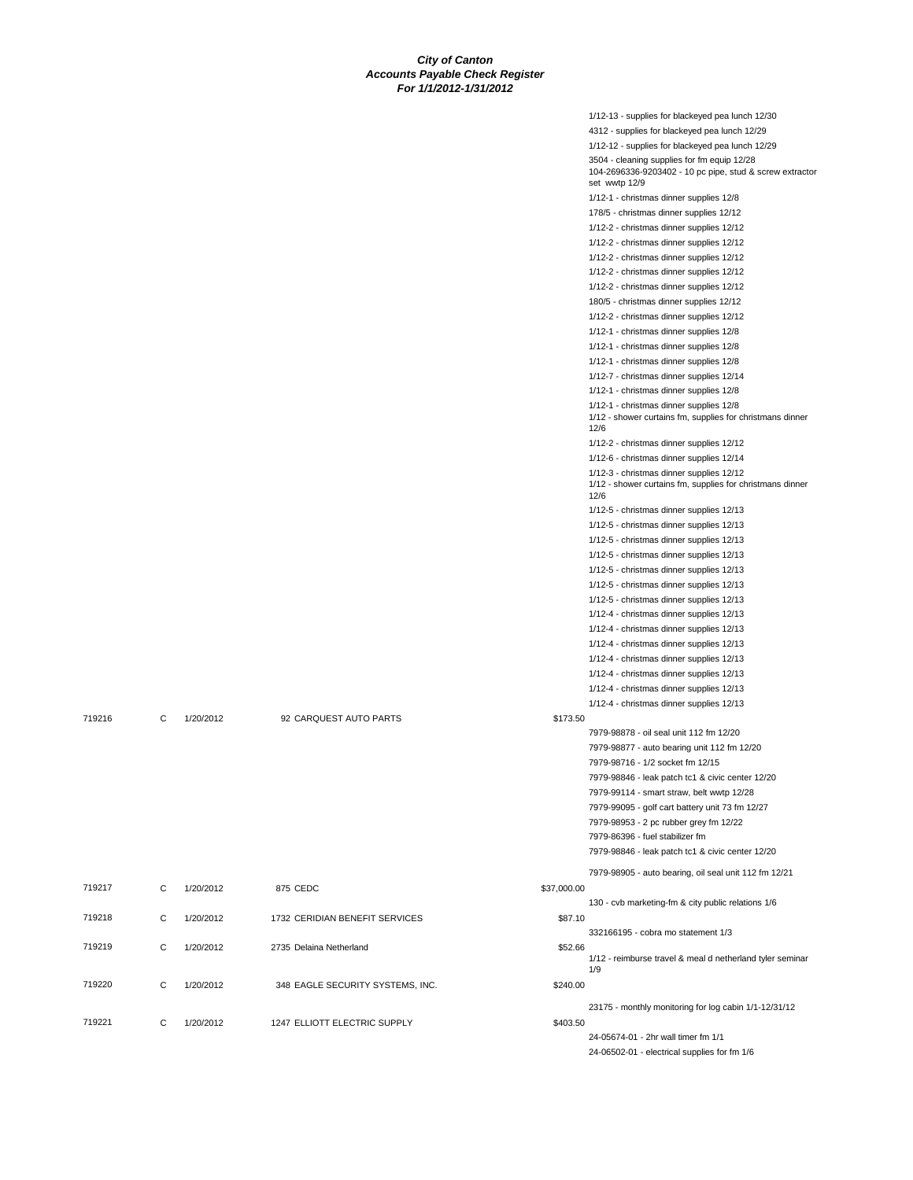***City of Canton***
***Accounts Payable Check Register***
***For 1/1/2012-1/31/2012***

| Check # | Type | Date | Vendor | Amount | Description |
|---|---|---|---|---|---|
| | | | | | 1/12-13 - supplies for blackeyed pea lunch 12/30 |
| | | | | | 4312 - supplies for blackeyed pea lunch 12/29 |
| | | | | | 1/12-12 - supplies for blackeyed pea lunch 12/29 |
| | | | | | 3504 - cleaning supplies for fm equip 12/28 |
| | | | | | 104-2696336-9203402 - 10 pc pipe, stud & screw extractor set wwtp 12/9 |
| | | | | | 1/12-1 - christmas dinner supplies 12/8 |
| | | | | | 178/5 - christmas dinner supplies 12/12 |
| | | | | | 1/12-2 - christmas dinner supplies 12/12 |
| | | | | | 1/12-2 - christmas dinner supplies 12/12 |
| | | | | | 1/12-2 - christmas dinner supplies 12/12 |
| | | | | | 1/12-2 - christmas dinner supplies 12/12 |
| | | | | | 1/12-2 - christmas dinner supplies 12/12 |
| | | | | | 180/5 - christmas dinner supplies 12/12 |
| | | | | | 1/12-2 - christmas dinner supplies 12/12 |
| | | | | | 1/12-1 - christmas dinner supplies 12/8 |
| | | | | | 1/12-1 - christmas dinner supplies 12/8 |
| | | | | | 1/12-1 - christmas dinner supplies 12/8 |
| | | | | | 1/12-7 - christmas dinner supplies 12/14 |
| | | | | | 1/12-1 - christmas dinner supplies 12/8 |
| | | | | | 1/12-1 - christmas dinner supplies 12/8 |
| | | | | | 1/12 - shower curtains fm, supplies for christmans dinner 12/6 |
| | | | | | 1/12-2 - christmas dinner supplies 12/12 |
| | | | | | 1/12-6 - christmas dinner supplies 12/14 |
| | | | | | 1/12-3 - christmas dinner supplies 12/12 |
| | | | | | 1/12 - shower curtains fm, supplies for christmans dinner 12/6 |
| | | | | | 1/12-5 - christmas dinner supplies 12/13 |
| | | | | | 1/12-5 - christmas dinner supplies 12/13 |
| | | | | | 1/12-5 - christmas dinner supplies 12/13 |
| | | | | | 1/12-5 - christmas dinner supplies 12/13 |
| | | | | | 1/12-5 - christmas dinner supplies 12/13 |
| | | | | | 1/12-5 - christmas dinner supplies 12/13 |
| | | | | | 1/12-5 - christmas dinner supplies 12/13 |
| | | | | | 1/12-4 - christmas dinner supplies 12/13 |
| | | | | | 1/12-4 - christmas dinner supplies 12/13 |
| | | | | | 1/12-4 - christmas dinner supplies 12/13 |
| | | | | | 1/12-4 - christmas dinner supplies 12/13 |
| | | | | | 1/12-4 - christmas dinner supplies 12/13 |
| | | | | | 1/12-4 - christmas dinner supplies 12/13 |
| | | | | | 1/12-4 - christmas dinner supplies 12/13 |
| 719216 | C | 1/20/2012 | 92 CARQUEST AUTO PARTS | $173.50 | |
| | | | | | 7979-98878 - oil seal unit 112 fm 12/20 |
| | | | | | 7979-98877 - auto bearing unit 112 fm 12/20 |
| | | | | | 7979-98716 - 1/2 socket fm 12/15 |
| | | | | | 7979-98846 - leak patch tc1 & civic center 12/20 |
| | | | | | 7979-99114 - smart straw, belt wwtp 12/28 |
| | | | | | 7979-99095 - golf cart battery unit 73 fm 12/27 |
| | | | | | 7979-98953 - 2 pc rubber grey fm 12/22 |
| | | | | | 7979-86396 - fuel stabilizer fm |
| | | | | | 7979-98846 - leak patch tc1 & civic center 12/20 |
| | | | | | 7979-98905 - auto bearing, oil seal unit 112 fm 12/21 |
| 719217 | C | 1/20/2012 | 875 CEDC | $37,000.00 | |
| | | | | | 130 - cvb marketing-fm & city public relations 1/6 |
| 719218 | C | 1/20/2012 | 1732 CERIDIAN BENEFIT SERVICES | $87.10 | |
| | | | | | 332166195 - cobra mo statement 1/3 |
| 719219 | C | 1/20/2012 | 2735 Delaina Netherland | $52.66 | |
| | | | | | 1/12 - reimburse travel & meal d netherland tyler seminar 1/9 |
| 719220 | C | 1/20/2012 | 348 EAGLE SECURITY SYSTEMS, INC. | $240.00 | |
| | | | | | 23175 - monthly monitoring for log cabin 1/1-12/31/12 |
| 719221 | C | 1/20/2012 | 1247 ELLIOTT ELECTRIC SUPPLY | $403.50 | |
| | | | | | 24-05674-01 - 2hr wall timer fm 1/1 |
| | | | | | 24-06502-01 - electrical supplies for fm 1/6 |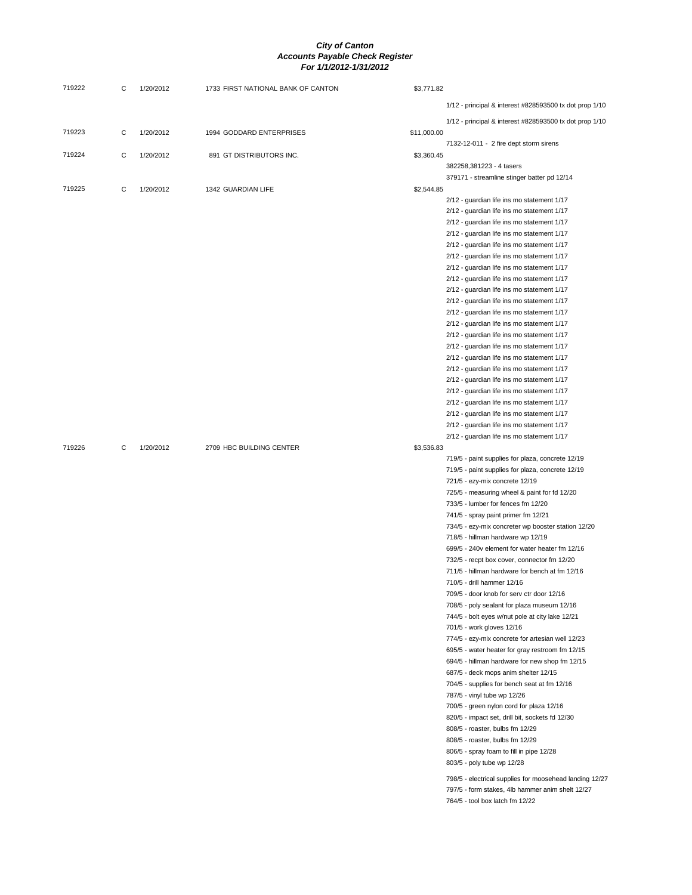**City of Canton**
**Accounts Payable Check Register**
**For 1/1/2012-1/31/2012**

| Check # | Type | Date | Vendor | Amount | Description |
|---|---|---|---|---|---|
| 719222 | C | 1/20/2012 | 1733 FIRST NATIONAL BANK OF CANTON | $3,771.82 | |
| | | | | | 1/12 - principal & interest #828593500 tx dot prop 1/10 |
| | | | | | 1/12 - principal & interest #828593500 tx dot prop 1/10 |
| 719223 | C | 1/20/2012 | 1994 GODDARD ENTERPRISES | $11,000.00 | |
| | | | | | 7132-12-011 - 2 fire dept storm sirens |
| 719224 | C | 1/20/2012 | 891 GT DISTRIBUTORS INC. | $3,360.45 | |
| | | | | | 382258,381223 - 4 tasers |
| | | | | | 379171 - streamline stinger batter pd 12/14 |
| 719225 | C | 1/20/2012 | 1342 GUARDIAN LIFE | $2,544.85 | |
| | | | | | 2/12 - guardian life ins mo statement 1/17 |
| | | | | | 2/12 - guardian life ins mo statement 1/17 |
| | | | | | 2/12 - guardian life ins mo statement 1/17 |
| | | | | | 2/12 - guardian life ins mo statement 1/17 |
| | | | | | 2/12 - guardian life ins mo statement 1/17 |
| | | | | | 2/12 - guardian life ins mo statement 1/17 |
| | | | | | 2/12 - guardian life ins mo statement 1/17 |
| | | | | | 2/12 - guardian life ins mo statement 1/17 |
| | | | | | 2/12 - guardian life ins mo statement 1/17 |
| | | | | | 2/12 - guardian life ins mo statement 1/17 |
| | | | | | 2/12 - guardian life ins mo statement 1/17 |
| | | | | | 2/12 - guardian life ins mo statement 1/17 |
| | | | | | 2/12 - guardian life ins mo statement 1/17 |
| | | | | | 2/12 - guardian life ins mo statement 1/17 |
| | | | | | 2/12 - guardian life ins mo statement 1/17 |
| | | | | | 2/12 - guardian life ins mo statement 1/17 |
| | | | | | 2/12 - guardian life ins mo statement 1/17 |
| | | | | | 2/12 - guardian life ins mo statement 1/17 |
| | | | | | 2/12 - guardian life ins mo statement 1/17 |
| | | | | | 2/12 - guardian life ins mo statement 1/17 |
| | | | | | 2/12 - guardian life ins mo statement 1/17 |
| | | | | | 2/12 - guardian life ins mo statement 1/17 |
| 719226 | C | 1/20/2012 | 2709 HBC BUILDING CENTER | $3,536.83 | |
| | | | | | 719/5 - paint supplies for plaza, concrete 12/19 |
| | | | | | 719/5 - paint supplies for plaza, concrete 12/19 |
| | | | | | 721/5 - ezy-mix concrete 12/19 |
| | | | | | 725/5 - measuring wheel & paint for fd 12/20 |
| | | | | | 733/5 - lumber for fences fm 12/20 |
| | | | | | 741/5 - spray paint primer fm 12/21 |
| | | | | | 734/5 - ezy-mix concreter wp booster station 12/20 |
| | | | | | 718/5 - hillman hardware wp 12/19 |
| | | | | | 699/5 - 240v element for water heater fm 12/16 |
| | | | | | 732/5 - recpt box cover, connector fm 12/20 |
| | | | | | 711/5 - hillman hardware for bench at fm 12/16 |
| | | | | | 710/5 - drill hammer 12/16 |
| | | | | | 709/5 - door knob for serv ctr door 12/16 |
| | | | | | 708/5 - poly sealant for plaza museum 12/16 |
| | | | | | 744/5 - bolt eyes w/nut pole at city lake 12/21 |
| | | | | | 701/5 - work gloves 12/16 |
| | | | | | 774/5 - ezy-mix concrete for artesian well 12/23 |
| | | | | | 695/5 - water heater for gray restroom fm 12/15 |
| | | | | | 694/5 - hillman hardware for new shop fm 12/15 |
| | | | | | 687/5 - deck mops anim shelter 12/15 |
| | | | | | 704/5 - supplies for bench seat at fm 12/16 |
| | | | | | 787/5 - vinyl tube wp 12/26 |
| | | | | | 700/5 - green nylon cord for plaza 12/16 |
| | | | | | 820/5 - impact set, drill bit, sockets fd 12/30 |
| | | | | | 808/5 - roaster, bulbs fm 12/29 |
| | | | | | 808/5 - roaster, bulbs fm 12/29 |
| | | | | | 806/5 - spray foam to fill in pipe 12/28 |
| | | | | | 803/5 - poly tube wp 12/28 |
| | | | | | 798/5 - electrical supplies for moosehead landing 12/27 |
| | | | | | 797/5 - form stakes, 4lb hammer anim shelt 12/27 |
| | | | | | 764/5 - tool box latch fm 12/22 |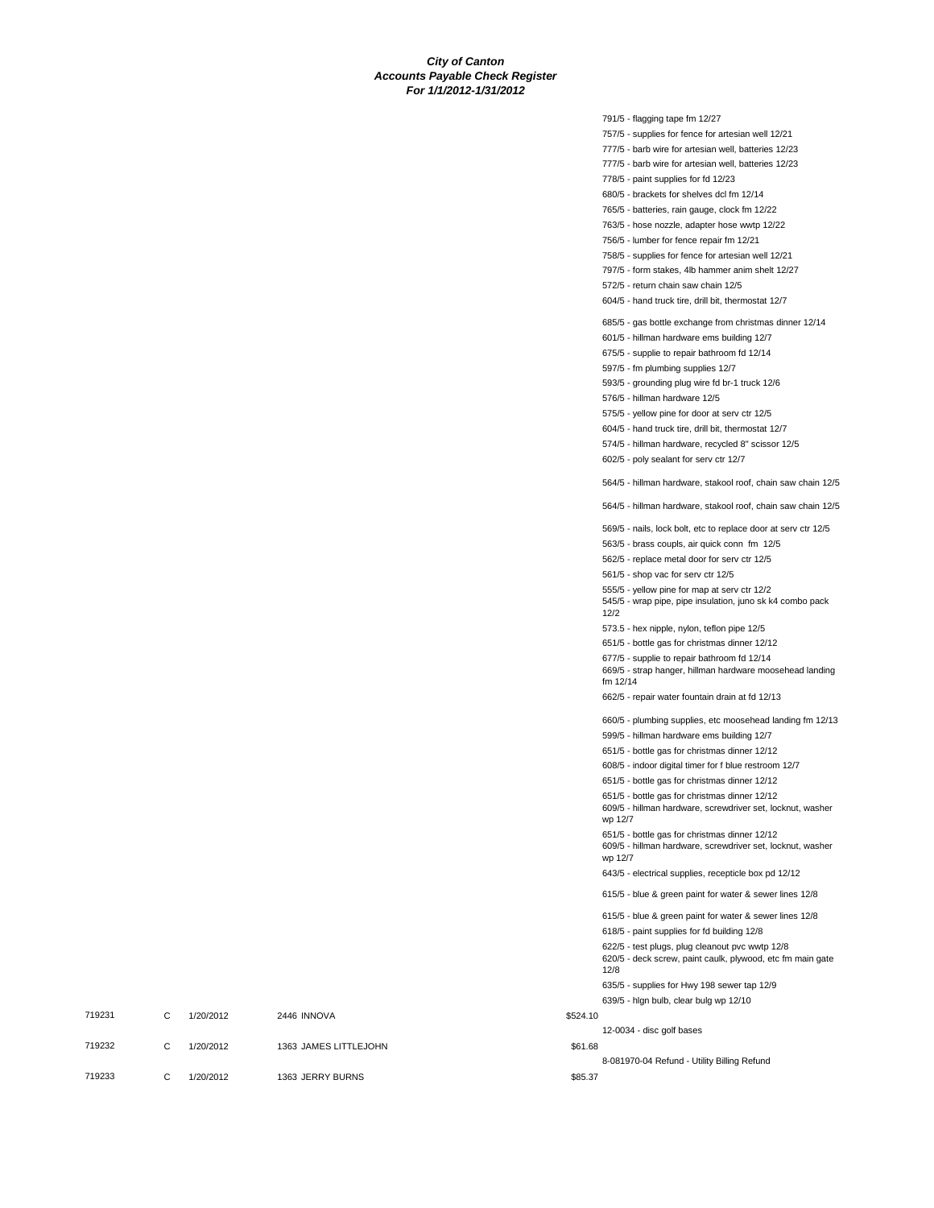**City of Canton**
**Accounts Payable Check Register**
**For 1/1/2012-1/31/2012**

| | | | | | |
|---|---|---|---|---|---|
| | | | | | 791/5 - flagging tape fm 12/27 |
| | | | | | 757/5 - supplies for fence for artesian well 12/21 |
| | | | | | 777/5 - barb wire for artesian well, batteries 12/23 |
| | | | | | 777/5 - barb wire for artesian well, batteries 12/23 |
| | | | | | 778/5 - paint supplies for fd 12/23 |
| | | | | | 680/5 - brackets for shelves dcl fm 12/14 |
| | | | | | 765/5 - batteries, rain gauge, clock fm 12/22 |
| | | | | | 763/5 - hose nozzle, adapter hose wwtp 12/22 |
| | | | | | 756/5 - lumber for fence repair fm 12/21 |
| | | | | | 758/5 - supplies for fence for artesian well 12/21 |
| | | | | | 797/5 - form stakes, 4lb hammer anim shelt 12/27 |
| | | | | | 572/5 - return chain saw chain 12/5 |
| | | | | | 604/5 - hand truck tire, drill bit, thermostat 12/7 |
| | | | | | 685/5 - gas bottle exchange from christmas dinner 12/14 |
| | | | | | 601/5 - hillman hardware ems building 12/7 |
| | | | | | 675/5 - supplie to repair bathroom fd 12/14 |
| | | | | | 597/5 - fm plumbing supplies 12/7 |
| | | | | | 593/5 - grounding plug wire fd br-1 truck 12/6 |
| | | | | | 576/5 - hillman hardware 12/5 |
| | | | | | 575/5 - yellow pine for door at serv ctr 12/5 |
| | | | | | 604/5 - hand truck tire, drill bit, thermostat 12/7 |
| | | | | | 574/5 - hillman hardware, recycled 8" scissor 12/5 |
| | | | | | 602/5 - poly sealant for serv ctr 12/7 |
| | | | | | 564/5 - hillman hardware, stakool roof, chain saw chain 12/5 |
| | | | | | 564/5 - hillman hardware, stakool roof, chain saw chain 12/5 |
| | | | | | 569/5 - nails, lock bolt, etc to replace door at serv ctr 12/5 |
| | | | | | 563/5 - brass coupls, air quick conn fm 12/5 |
| | | | | | 562/5 - replace metal door for serv ctr 12/5 |
| | | | | | 561/5 - shop vac for serv ctr 12/5 |
| | | | | | 555/5 - yellow pine for map at serv ctr 12/2 |
| | | | | | 545/5 - wrap pipe, pipe insulation, juno sk k4 combo pack 12/2 |
| | | | | | 573.5 - hex nipple, nylon, teflon pipe 12/5 |
| | | | | | 651/5 - bottle gas for christmas dinner 12/12 |
| | | | | | 677/5 - supplie to repair bathroom fd 12/14 |
| | | | | | 669/5 - strap hanger, hillman hardware moosehead landing fm 12/14 |
| | | | | | 662/5 - repair water fountain drain at fd 12/13 |
| | | | | | 660/5 - plumbing supplies, etc moosehead landing fm 12/13 |
| | | | | | 599/5 - hillman hardware ems building 12/7 |
| | | | | | 651/5 - bottle gas for christmas dinner 12/12 |
| | | | | | 608/5 - indoor digital timer for f blue restroom 12/7 |
| | | | | | 651/5 - bottle gas for christmas dinner 12/12 |
| | | | | | 651/5 - bottle gas for christmas dinner 12/12 |
| | | | | | 609/5 - hillman hardware, screwdriver set, locknut, washer wp 12/7 |
| | | | | | 651/5 - bottle gas for christmas dinner 12/12 |
| | | | | | 609/5 - hillman hardware, screwdriver set, locknut, washer wp 12/7 |
| | | | | | 643/5 - electrical supplies, recepticle box pd 12/12 |
| | | | | | 615/5 - blue & green paint for water & sewer lines 12/8 |
| | | | | | 615/5 - blue & green paint for water & sewer lines 12/8 |
| | | | | | 618/5 - paint supplies for fd building 12/8 |
| | | | | | 622/5 - test plugs, plug cleanout pvc wwtp 12/8 |
| | | | | | 620/5 - deck screw, paint caulk, plywood, etc fm main gate 12/8 |
| | | | | | 635/5 - supplies for Hwy 198 sewer tap 12/9 |
| | | | | | 639/5 - hlgn bulb, clear bulg wp 12/10 |
| 719231 | C | 1/20/2012 | 2446 INNOVA | $524.10 | |
| | | | | | 12-0034 - disc golf bases |
| 719232 | C | 1/20/2012 | 1363 JAMES LITTLEJOHN | $61.68 | |
| | | | | | 8-081970-04 Refund - Utility Billing Refund |
| 719233 | C | 1/20/2012 | 1363 JERRY BURNS | $85.37 | |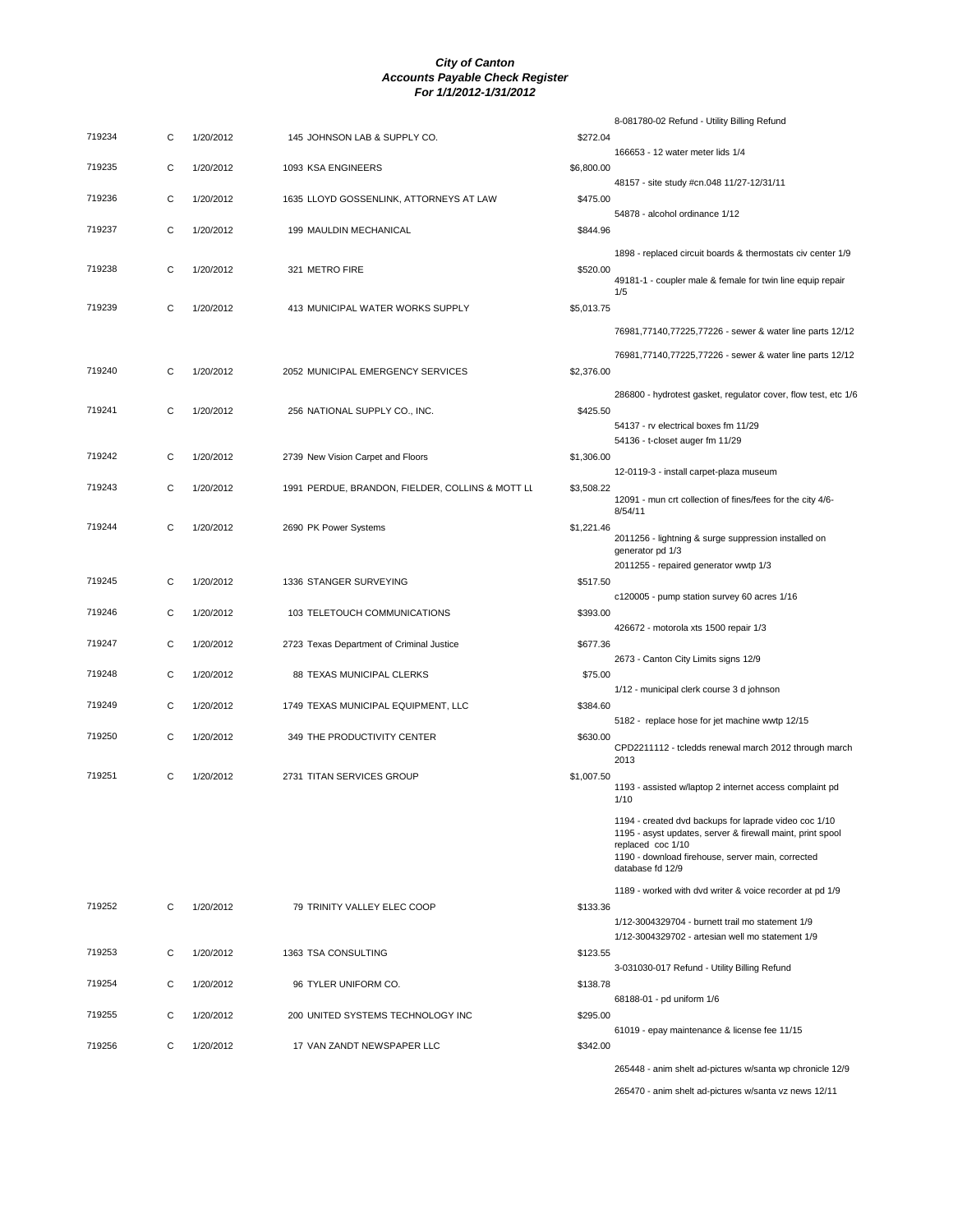# City of Canton
## Accounts Payable Check Register
### For 1/1/2012-1/31/2012

| Check # | Type | Date | Vendor | Amount | Description |
|---|---|---|---|---|---|
| | | | | | 8-081780-02 Refund - Utility Billing Refund |
| 719234 | C | 1/20/2012 | 145 JOHNSON LAB & SUPPLY CO. | $272.04 | |
| | | | | | 166653 - 12 water meter lids 1/4 |
| 719235 | C | 1/20/2012 | 1093 KSA ENGINEERS | $6,800.00 | |
| | | | | | 48157 - site study #cn.048 11/27-12/31/11 |
| 719236 | C | 1/20/2012 | 1635 LLOYD GOSSENLINK, ATTORNEYS AT LAW | $475.00 | |
| | | | | | 54878 - alcohol ordinance 1/12 |
| 719237 | C | 1/20/2012 | 199 MAULDIN MECHANICAL | $844.96 | |
| | | | | | 1898 - replaced circuit boards & thermostats civ center 1/9 |
| 719238 | C | 1/20/2012 | 321 METRO FIRE | $520.00 | |
| | | | | | 49181-1 - coupler male & female for twin line equip repair 1/5 |
| 719239 | C | 1/20/2012 | 413 MUNICIPAL WATER WORKS SUPPLY | $5,013.75 | |
| | | | | | 76981,77140,77225,77226 - sewer & water line parts 12/12 |
| | | | | | 76981,77140,77225,77226 - sewer & water line parts 12/12 |
| 719240 | C | 1/20/2012 | 2052 MUNICIPAL EMERGENCY SERVICES | $2,376.00 | |
| | | | | | 286800 - hydrotest gasket, regulator cover, flow test, etc 1/6 |
| 719241 | C | 1/20/2012 | 256 NATIONAL SUPPLY CO., INC. | $425.50 | |
| | | | | | 54137 - rv electrical boxes fm 11/29 |
| | | | | | 54136 - t-closet auger fm 11/29 |
| 719242 | C | 1/20/2012 | 2739 New Vision Carpet and Floors | $1,306.00 | |
| | | | | | 12-0119-3 - install carpet-plaza museum |
| 719243 | C | 1/20/2012 | 1991 PERDUE, BRANDON, FIELDER, COLLINS & MOTT LL | $3,508.22 | |
| | | | | | 12091 - mun crt collection of fines/fees for the city 4/6-8/54/11 |
| 719244 | C | 1/20/2012 | 2690 PK Power Systems | $1,221.46 | |
| | | | | | 2011256 - lightning & surge suppression installed on generator pd 1/3 |
| | | | | | 2011255 - repaired generator wwtp 1/3 |
| 719245 | C | 1/20/2012 | 1336 STANGER SURVEYING | $517.50 | |
| | | | | | c120005 - pump station survey 60 acres 1/16 |
| 719246 | C | 1/20/2012 | 103 TELETOUCH COMMUNICATIONS | $393.00 | |
| | | | | | 426672 - motorola xts 1500 repair 1/3 |
| 719247 | C | 1/20/2012 | 2723 Texas Department of Criminal Justice | $677.36 | |
| | | | | | 2673 - Canton City Limits signs 12/9 |
| 719248 | C | 1/20/2012 | 88 TEXAS MUNICIPAL CLERKS | $75.00 | |
| | | | | | 1/12 - municipal clerk course 3 d johnson |
| 719249 | C | 1/20/2012 | 1749 TEXAS MUNICIPAL EQUIPMENT, LLC | $384.60 | |
| | | | | | 5182 - replace hose for jet machine wwtp 12/15 |
| 719250 | C | 1/20/2012 | 349 THE PRODUCTIVITY CENTER | $630.00 | |
| | | | | | CPD2211112 - tcledds renewal march 2012 through march 2013 |
| 719251 | C | 1/20/2012 | 2731 TITAN SERVICES GROUP | $1,007.50 | |
| | | | | | 1193 - assisted w/laptop 2 internet access complaint pd 1/10 |
| | | | | | 1194 - created dvd backups for laprade video coc 1/10 |
| | | | | | 1195 - asyst updates, server & firewall maint, print spool replaced coc 1/10 |
| | | | | | 1190 - download firehouse, server main, corrected database fd 12/9 |
| | | | | | 1189 - worked with dvd writer & voice recorder at pd 1/9 |
| 719252 | C | 1/20/2012 | 79 TRINITY VALLEY ELEC COOP | $133.36 | |
| | | | | | 1/12-3004329704 - burnett trail mo statement 1/9 |
| | | | | | 1/12-3004329702 - artesian well mo statement 1/9 |
| 719253 | C | 1/20/2012 | 1363 TSA CONSULTING | $123.55 | |
| | | | | | 3-031030-017 Refund - Utility Billing Refund |
| 719254 | C | 1/20/2012 | 96 TYLER UNIFORM CO. | $138.78 | |
| | | | | | 68188-01 - pd uniform 1/6 |
| 719255 | C | 1/20/2012 | 200 UNITED SYSTEMS TECHNOLOGY INC | $295.00 | |
| | | | | | 61019 - epay maintenance & license fee 11/15 |
| 719256 | C | 1/20/2012 | 17 VAN ZANDT NEWSPAPER LLC | $342.00 | |
| | | | | | 265448 - anim shelt ad-pictures w/santa wp chronicle 12/9 |
| | | | | | 265470 - anim shelt ad-pictures w/santa vz news 12/11 |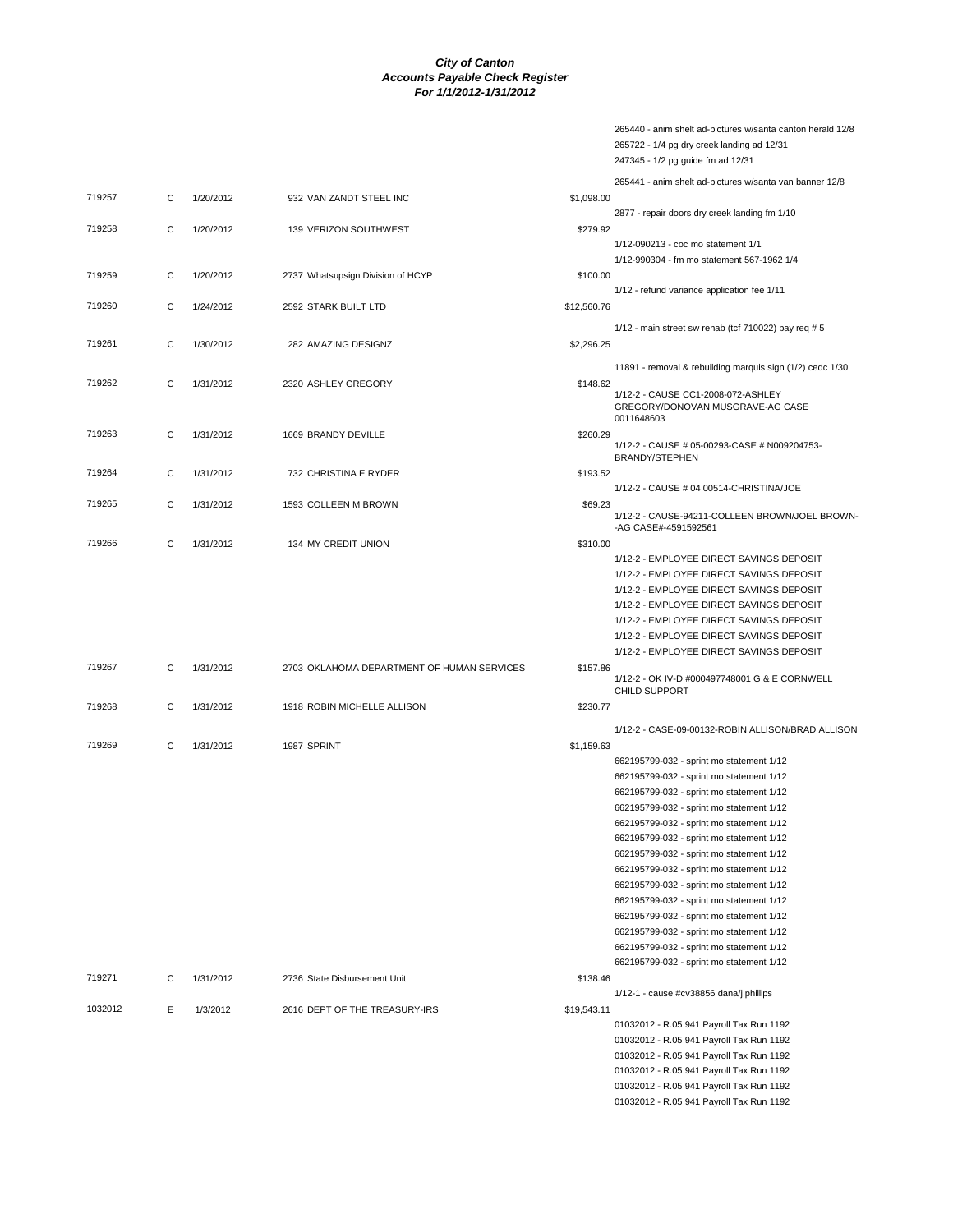***City of Canton***
***Accounts Payable Check Register***
***For 1/1/2012-1/31/2012***

| Check # | Type | Date | Vendor | Amount | Description |
|---|---|---|---|---|---|
| | | | | | 265440 - anim shelt ad-pictures w/santa canton herald 12/8 |
| | | | | | 265722 - 1/4 pg dry creek landing ad 12/31 |
| | | | | | 247345 - 1/2 pg guide fm ad 12/31 |
| | | | | | 265441 - anim shelt ad-pictures w/santa van banner 12/8 |
| 719257 | C | 1/20/2012 | 932 VAN ZANDT STEEL INC | $1,098.00 | |
| | | | | | 2877 - repair doors dry creek landing fm 1/10 |
| 719258 | C | 1/20/2012 | 139 VERIZON SOUTHWEST | $279.92 | |
| | | | | | 1/12-090213 - coc mo statement 1/1 |
| | | | | | 1/12-990304 - fm mo statement 567-1962 1/4 |
| 719259 | C | 1/20/2012 | 2737 Whatsupsign Division of HCYP | $100.00 | |
| | | | | | 1/12 - refund variance application fee 1/11 |
| 719260 | C | 1/24/2012 | 2592 STARK BUILT LTD | $12,560.76 | |
| | | | | | 1/12 - main street sw rehab (tcf 710022) pay req # 5 |
| 719261 | C | 1/30/2012 | 282 AMAZING DESIGNZ | $2,296.25 | |
| | | | | | 11891 - removal & rebuilding marquis sign (1/2) cedc 1/30 |
| 719262 | C | 1/31/2012 | 2320 ASHLEY GREGORY | $148.62 | 1/12-2 - CAUSE CC1-2008-072-ASHLEY GREGORY/DONOVAN MUSGRAVE-AG CASE 0011648603 |
| 719263 | C | 1/31/2012 | 1669 BRANDY DEVILLE | $260.29 | 1/12-2 - CAUSE # 05-00293-CASE # N009204753-BRANDY/STEPHEN |
| 719264 | C | 1/31/2012 | 732 CHRISTINA E RYDER | $193.52 | |
| | | | | | 1/12-2 - CAUSE # 04 00514-CHRISTINA/JOE |
| 719265 | C | 1/31/2012 | 1593 COLLEEN M BROWN | $69.23 | 1/12-2 - CAUSE-94211-COLLEEN BROWN/JOEL BROWN--AG CASE#-4591592561 |
| 719266 | C | 1/31/2012 | 134 MY CREDIT UNION | $310.00 | |
| | | | | | 1/12-2 - EMPLOYEE DIRECT SAVINGS DEPOSIT |
| | | | | | 1/12-2 - EMPLOYEE DIRECT SAVINGS DEPOSIT |
| | | | | | 1/12-2 - EMPLOYEE DIRECT SAVINGS DEPOSIT |
| | | | | | 1/12-2 - EMPLOYEE DIRECT SAVINGS DEPOSIT |
| | | | | | 1/12-2 - EMPLOYEE DIRECT SAVINGS DEPOSIT |
| | | | | | 1/12-2 - EMPLOYEE DIRECT SAVINGS DEPOSIT |
| | | | | | 1/12-2 - EMPLOYEE DIRECT SAVINGS DEPOSIT |
| 719267 | C | 1/31/2012 | 2703 OKLAHOMA DEPARTMENT OF HUMAN SERVICES | $157.86 | 1/12-2 - OK IV-D #000497748001 G & E CORNWELL CHILD SUPPORT |
| 719268 | C | 1/31/2012 | 1918 ROBIN MICHELLE ALLISON | $230.77 | |
| | | | | | 1/12-2 - CASE-09-00132-ROBIN ALLISON/BRAD ALLISON |
| 719269 | C | 1/31/2012 | 1987 SPRINT | $1,159.63 | |
| | | | | | 662195799-032 - sprint mo statement 1/12 |
| | | | | | 662195799-032 - sprint mo statement 1/12 |
| | | | | | 662195799-032 - sprint mo statement 1/12 |
| | | | | | 662195799-032 - sprint mo statement 1/12 |
| | | | | | 662195799-032 - sprint mo statement 1/12 |
| | | | | | 662195799-032 - sprint mo statement 1/12 |
| | | | | | 662195799-032 - sprint mo statement 1/12 |
| | | | | | 662195799-032 - sprint mo statement 1/12 |
| | | | | | 662195799-032 - sprint mo statement 1/12 |
| | | | | | 662195799-032 - sprint mo statement 1/12 |
| | | | | | 662195799-032 - sprint mo statement 1/12 |
| | | | | | 662195799-032 - sprint mo statement 1/12 |
| | | | | | 662195799-032 - sprint mo statement 1/12 |
| | | | | | 662195799-032 - sprint mo statement 1/12 |
| 719271 | C | 1/31/2012 | 2736 State Disbursement Unit | $138.46 | |
| | | | | | 1/12-1 - cause #cv38856 dana/j phillips |
| 1032012 | E | 1/3/2012 | 2616 DEPT OF THE TREASURY-IRS | $19,543.11 | |
| | | | | | 01032012 - R.05 941 Payroll Tax Run 1192 |
| | | | | | 01032012 - R.05 941 Payroll Tax Run 1192 |
| | | | | | 01032012 - R.05 941 Payroll Tax Run 1192 |
| | | | | | 01032012 - R.05 941 Payroll Tax Run 1192 |
| | | | | | 01032012 - R.05 941 Payroll Tax Run 1192 |
| | | | | | 01032012 - R.05 941 Payroll Tax Run 1192 |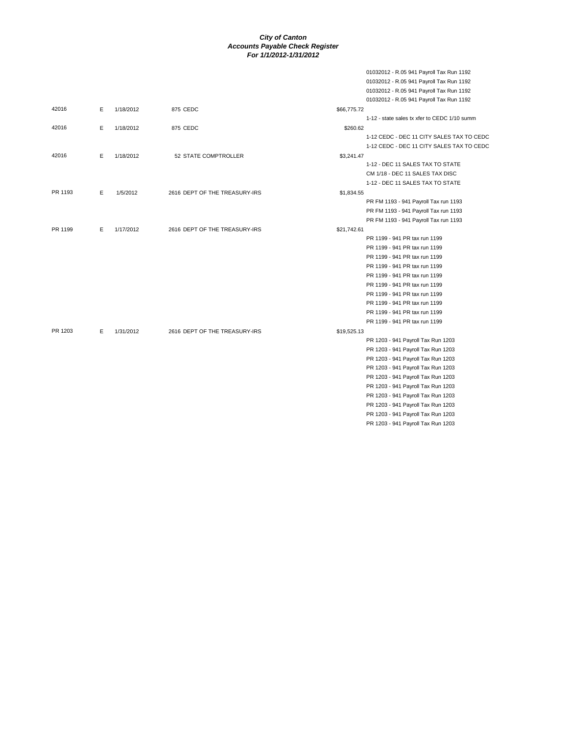**City of Canton**
**Accounts Payable Check Register**
**For 1/1/2012-1/31/2012**

| | | | | | |
|---|---|---|---|---|---|
| | | | | | 01032012 - R.05 941 Payroll Tax Run 1192 |
| | | | | | 01032012 - R.05 941 Payroll Tax Run 1192 |
| | | | | | 01032012 - R.05 941 Payroll Tax Run 1192 |
| | | | | | 01032012 - R.05 941 Payroll Tax Run 1192 |
| 42016 | E | 1/18/2012 | 875 CEDC | $66,775.72 | |
| | | | | | 1-12 - state sales tx xfer to CEDC 1/10 summ |
| 42016 | E | 1/18/2012 | 875 CEDC | $260.62 | |
| | | | | | 1-12 CEDC - DEC 11 CITY SALES TAX TO CEDC |
| | | | | | 1-12 CEDC - DEC 11 CITY SALES TAX TO CEDC |
| 42016 | E | 1/18/2012 | 52 STATE COMPTROLLER | $3,241.47 | |
| | | | | | 1-12 - DEC 11 SALES TAX TO STATE |
| | | | | | CM 1/18 - DEC 11 SALES TAX DISC |
| | | | | | 1-12 - DEC 11 SALES TAX TO STATE |
| PR 1193 | E | 1/5/2012 | 2616 DEPT OF THE TREASURY-IRS | $1,834.55 | |
| | | | | | PR FM 1193 - 941 Payroll Tax run 1193 |
| | | | | | PR FM 1193 - 941 Payroll Tax run 1193 |
| | | | | | PR FM 1193 - 941 Payroll Tax run 1193 |
| PR 1199 | E | 1/17/2012 | 2616 DEPT OF THE TREASURY-IRS | $21,742.61 | |
| | | | | | PR 1199 - 941 PR tax run 1199 |
| | | | | | PR 1199 - 941 PR tax run 1199 |
| | | | | | PR 1199 - 941 PR tax run 1199 |
| | | | | | PR 1199 - 941 PR tax run 1199 |
| | | | | | PR 1199 - 941 PR tax run 1199 |
| | | | | | PR 1199 - 941 PR tax run 1199 |
| | | | | | PR 1199 - 941 PR tax run 1199 |
| | | | | | PR 1199 - 941 PR tax run 1199 |
| | | | | | PR 1199 - 941 PR tax run 1199 |
| | | | | | PR 1199 - 941 PR tax run 1199 |
| PR 1203 | E | 1/31/2012 | 2616 DEPT OF THE TREASURY-IRS | $19,525.13 | |
| | | | | | PR 1203 - 941 Payroll Tax Run 1203 |
| | | | | | PR 1203 - 941 Payroll Tax Run 1203 |
| | | | | | PR 1203 - 941 Payroll Tax Run 1203 |
| | | | | | PR 1203 - 941 Payroll Tax Run 1203 |
| | | | | | PR 1203 - 941 Payroll Tax Run 1203 |
| | | | | | PR 1203 - 941 Payroll Tax Run 1203 |
| | | | | | PR 1203 - 941 Payroll Tax Run 1203 |
| | | | | | PR 1203 - 941 Payroll Tax Run 1203 |
| | | | | | PR 1203 - 941 Payroll Tax Run 1203 |
| | | | | | PR 1203 - 941 Payroll Tax Run 1203 |